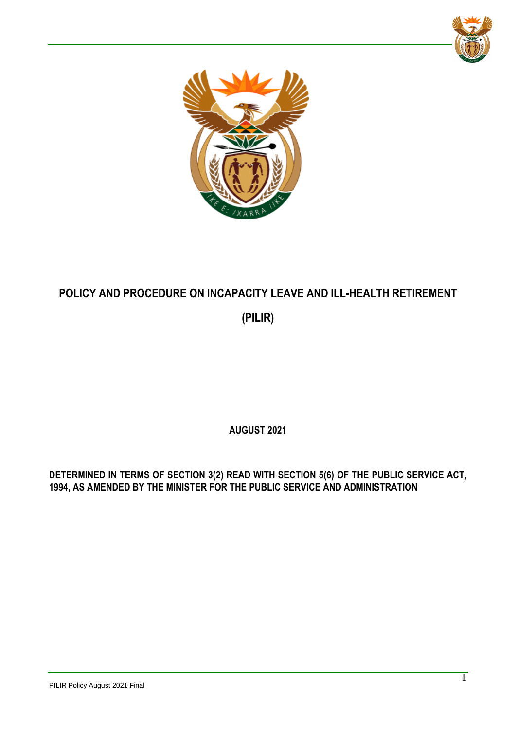# POLICY AND PROCEDURE ON INCAPACITY LEAVE AND ILL-HEALTH RETIREMENT

# (PILIR)

**AUGUST 2021**

**DETERMINED IN TERMS OF SECTION 3(2) READ WITH SECTION 5(6) OF THE PUBLIC SERVICE ACT, 1994, AS AMENDED BY THE MINISTER FOR THE PUBLIC SERVICE AND ADMINISTRATION**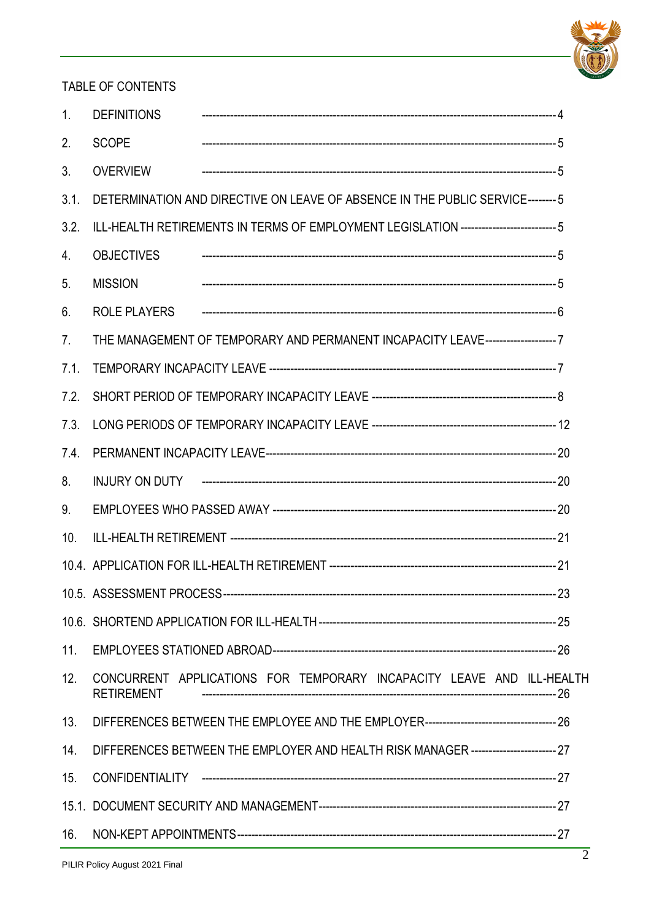TABLE OF CONTENTS

1. DEFINITIONS ---------------------------------------------------------------------------------------------- 4
2. SCOPE ---------------------------------------------------------------------------------------------- 5
3. OVERVIEW ---------------------------------------------------------------------------------------------- 5
3.1. DETERMINATION AND DIRECTIVE ON LEAVE OF ABSENCE IN THE PUBLIC SERVICE-------- 5
3.2. ILL-HEALTH RETIREMENTS IN TERMS OF EMPLOYMENT LEGISLATION -------------------------- 5
4. OBJECTIVES ---------------------------------------------------------------------------------------------- 5
5. MISSION ---------------------------------------------------------------------------------------------- 5
6. ROLE PLAYERS ---------------------------------------------------------------------------------------------- 6
7. THE MANAGEMENT OF TEMPORARY AND PERMANENT INCAPACITY LEAVE------------------- 7
7.1. TEMPORARY INCAPACITY LEAVE ------------------------------------------------------------------------ 7
7.2. SHORT PERIOD OF TEMPORARY INCAPACITY LEAVE ----------------------------------------------- 8
7.3. LONG PERIODS OF TEMPORARY INCAPACITY LEAVE ----------------------------------------------- 12
7.4. PERMANENT INCAPACITY LEAVE------------------------------------------------------------------------ 20
8. INJURY ON DUTY ---------------------------------------------------------------------------------------------- 20
9. EMPLOYEES WHO PASSED AWAY ------------------------------------------------------------------------ 20
10. ILL-HEALTH RETIREMENT ------------------------------------------------------------------------------ 21
10.4. APPLICATION FOR ILL-HEALTH RETIREMENT ------------------------------------------------------- 21
10.5. ASSESSMENT PROCESS------------------------------------------------------------------------------------ 23
10.6. SHORTEND APPLICATION FOR ILL-HEALTH --------------------------------------------------------- 25
11. EMPLOYEES STATIONED ABROAD------------------------------------------------------------------------ 26
12. CONCURRENT APPLICATIONS FOR TEMPORARY INCAPACITY LEAVE AND ILL-HEALTH RETIREMENT ---------------------------------------------------------------------------------------------- 26
13. DIFFERENCES BETWEEN THE EMPLOYEE AND THE EMPLOYER------------------------------------ 26
14. DIFFERENCES BETWEEN THE EMPLOYER AND HEALTH RISK MANAGER ------------------------ 27
15. CONFIDENTIALITY ---------------------------------------------------------------------------------------------- 27
15.1. DOCUMENT SECURITY AND MANAGEMENT---------------------------------------------------------- 27
16. NON-KEPT APPOINTMENTS------------------------------------------------------------------------------ 27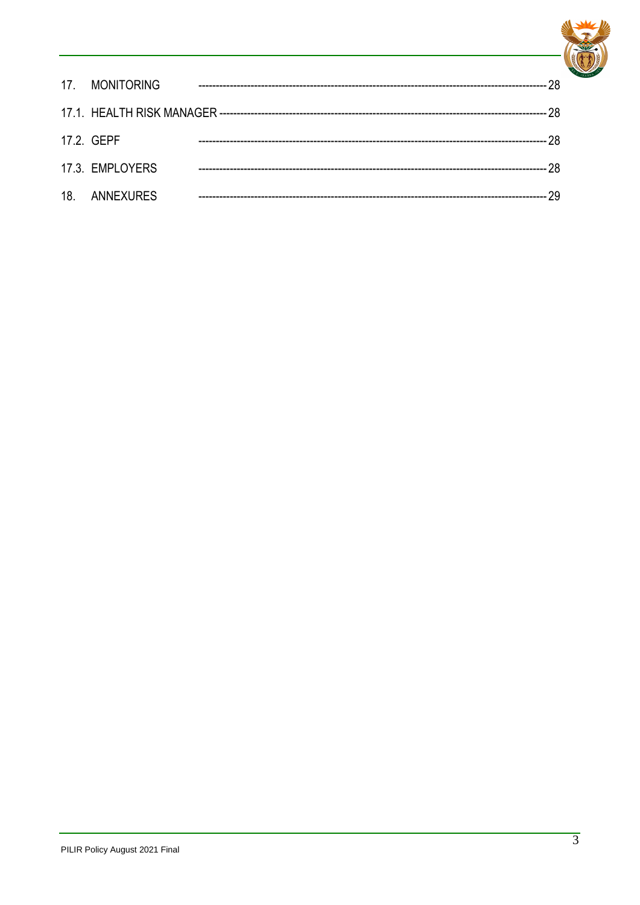| | | |
|---|---|---|
| 17. | MONITORING | 28 |
| 17.1. | HEALTH RISK MANAGER | 28 |
| 17.2. | GEPF | 28 |
| 17.3. | EMPLOYERS | 28 |
| 18. | ANNEXURES | 29 |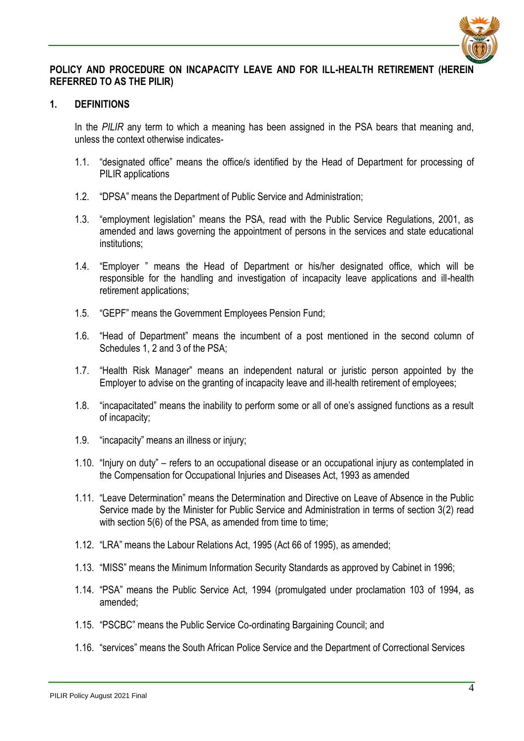**POLICY AND PROCEDURE ON INCAPACITY LEAVE AND FOR ILL-HEALTH RETIREMENT (HEREIN REFERRED TO AS THE PILIR)**

## 1. DEFINITIONS

In the *PILIR* any term to which a meaning has been assigned in the PSA bears that meaning and, unless the context otherwise indicates-

1.1. “designated office” means the office/s identified by the Head of Department for processing of PILIR applications

1.2. “DPSA” means the Department of Public Service and Administration;

1.3. “employment legislation” means the PSA, read with the Public Service Regulations, 2001, as amended and laws governing the appointment of persons in the services and state educational institutions;

1.4. “Employer ” means the Head of Department or his/her designated office, which will be responsible for the handling and investigation of incapacity leave applications and ill-health retirement applications;

1.5. “GEPF” means the Government Employees Pension Fund;

1.6. “Head of Department” means the incumbent of a post mentioned in the second column of Schedules 1, 2 and 3 of the PSA;

1.7. “Health Risk Manager” means an independent natural or juristic person appointed by the Employer to advise on the granting of incapacity leave and ill-health retirement of employees;

1.8. “incapacitated” means the inability to perform some or all of one’s assigned functions as a result of incapacity;

1.9. “incapacity” means an illness or injury;

1.10. “Injury on duty” – refers to an occupational disease or an occupational injury as contemplated in the Compensation for Occupational Injuries and Diseases Act, 1993 as amended

1.11. “Leave Determination” means the Determination and Directive on Leave of Absence in the Public Service made by the Minister for Public Service and Administration in terms of section 3(2) read with section 5(6) of the PSA, as amended from time to time;

1.12. “LRA” means the Labour Relations Act, 1995 (Act 66 of 1995), as amended;

1.13. “MISS” means the Minimum Information Security Standards as approved by Cabinet in 1996;

1.14. “PSA” means the Public Service Act, 1994 (promulgated under proclamation 103 of 1994, as amended;

1.15. “PSCBC” means the Public Service Co-ordinating Bargaining Council; and

1.16. “services” means the South African Police Service and the Department of Correctional Services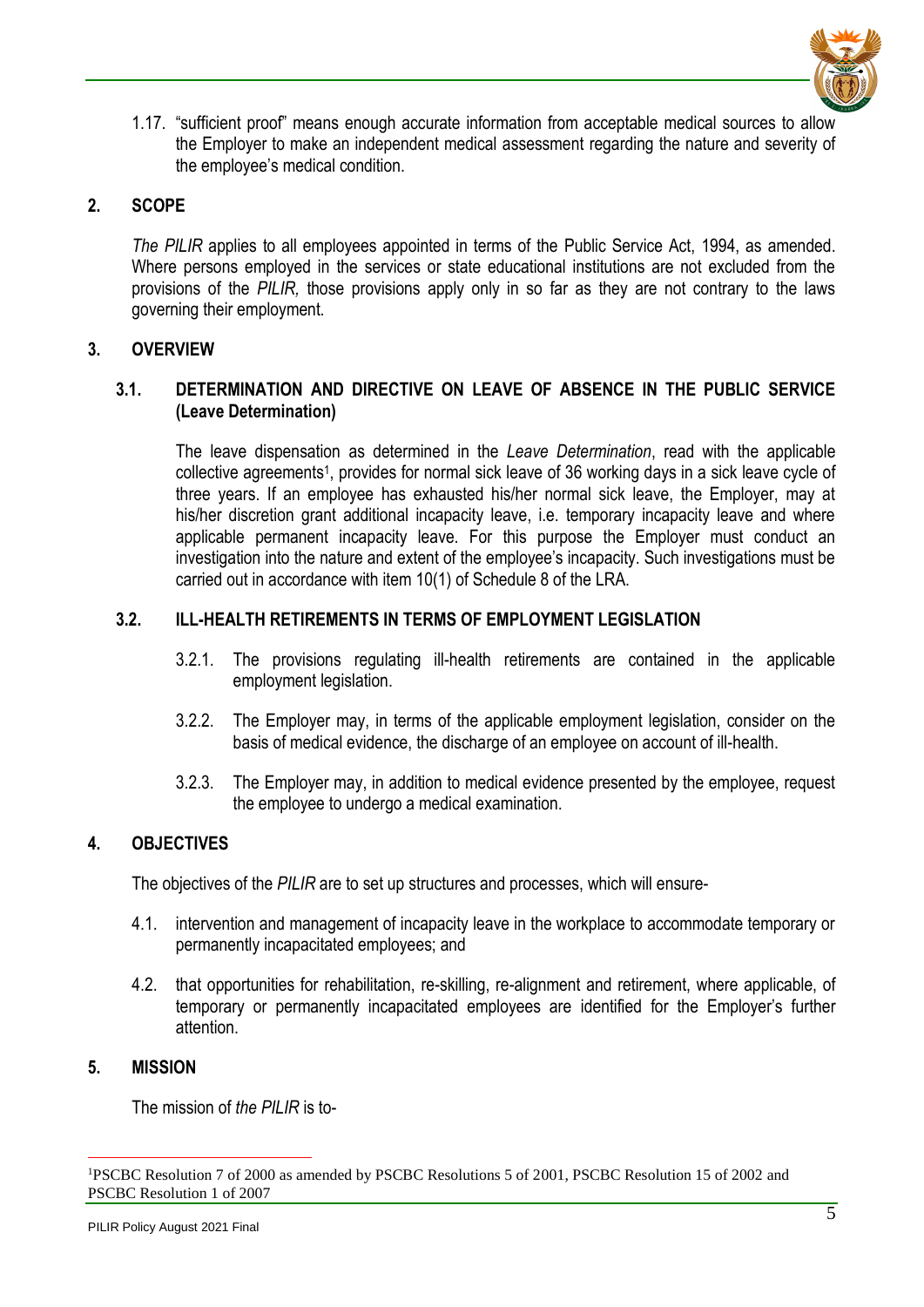1.17. "sufficient proof" means enough accurate information from acceptable medical sources to allow the Employer to make an independent medical assessment regarding the nature and severity of the employee's medical condition.

## 2. SCOPE

*The PILIR* applies to all employees appointed in terms of the Public Service Act, 1994, as amended. Where persons employed in the services or state educational institutions are not excluded from the provisions of the *PILIR,* those provisions apply only in so far as they are not contrary to the laws governing their employment.

## 3. OVERVIEW

### 3.1. DETERMINATION AND DIRECTIVE ON LEAVE OF ABSENCE IN THE PUBLIC SERVICE (Leave Determination)

The leave dispensation as determined in the *Leave Determination*, read with the applicable collective agreements[1], provides for normal sick leave of 36 working days in a sick leave cycle of three years. If an employee has exhausted his/her normal sick leave, the Employer, may at his/her discretion grant additional incapacity leave, i.e. temporary incapacity leave and where applicable permanent incapacity leave. For this purpose the Employer must conduct an investigation into the nature and extent of the employee's incapacity. Such investigations must be carried out in accordance with item 10(1) of Schedule 8 of the LRA.

### 3.2. ILL-HEALTH RETIREMENTS IN TERMS OF EMPLOYMENT LEGISLATION

3.2.1. The provisions regulating ill-health retirements are contained in the applicable employment legislation.

3.2.2. The Employer may, in terms of the applicable employment legislation, consider on the basis of medical evidence, the discharge of an employee on account of ill-health.

3.2.3. The Employer may, in addition to medical evidence presented by the employee, request the employee to undergo a medical examination.

## 4. OBJECTIVES

The objectives of the *PILIR* are to set up structures and processes, which will ensure-

4.1. intervention and management of incapacity leave in the workplace to accommodate temporary or permanently incapacitated employees; and

4.2. that opportunities for rehabilitation, re-skilling, re-alignment and retirement, where applicable, of temporary or permanently incapacitated employees are identified for the Employer's further attention.

## 5. MISSION

The mission of *the PILIR* is to-

[1] PSCBC Resolution 7 of 2000 as amended by PSCBC Resolutions 5 of 2001, PSCBC Resolution 15 of 2002 and PSCBC Resolution 1 of 2007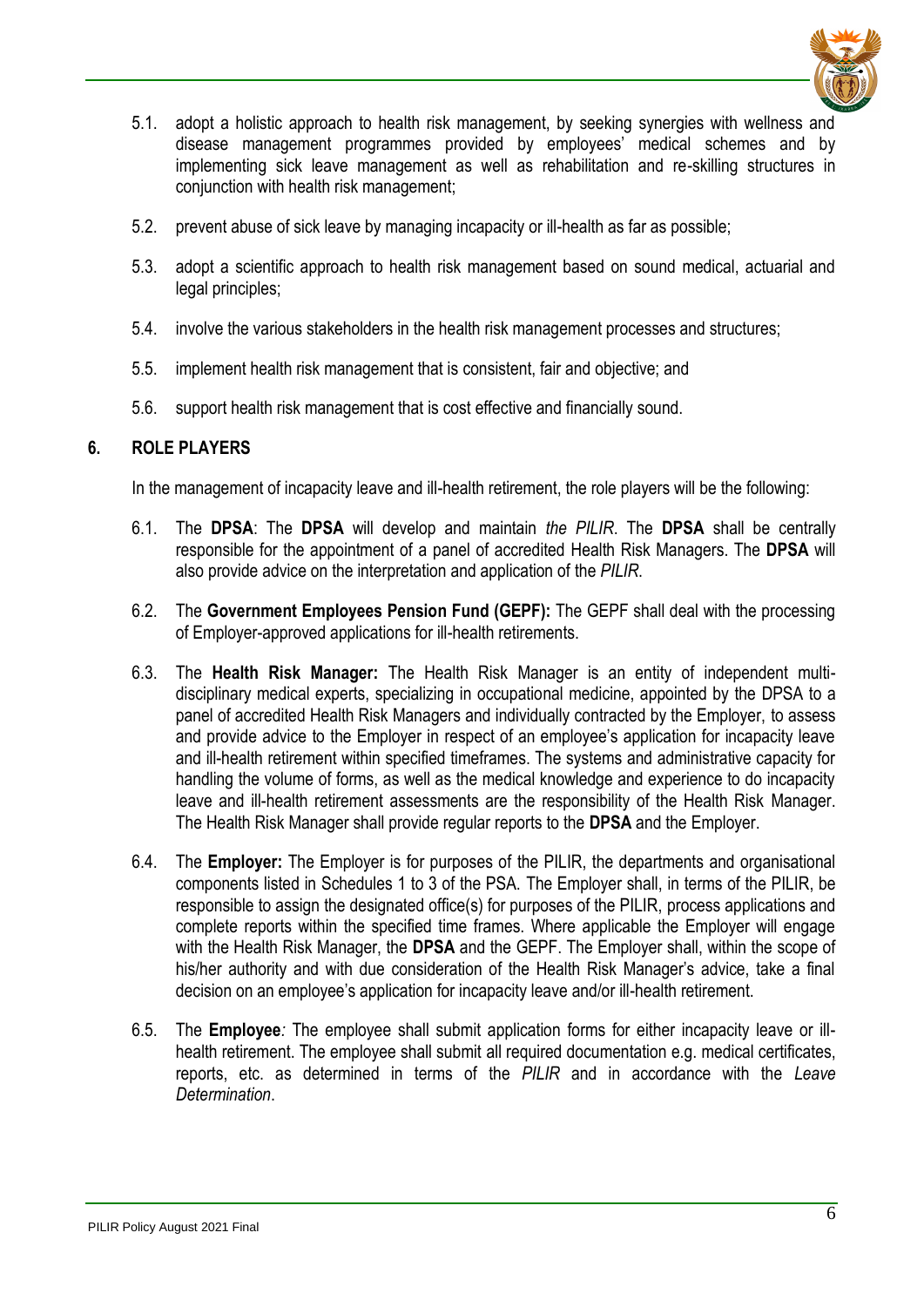5.1. adopt a holistic approach to health risk management, by seeking synergies with wellness and disease management programmes provided by employees' medical schemes and by implementing sick leave management as well as rehabilitation and re-skilling structures in conjunction with health risk management;

5.2. prevent abuse of sick leave by managing incapacity or ill-health as far as possible;

5.3. adopt a scientific approach to health risk management based on sound medical, actuarial and legal principles;

5.4. involve the various stakeholders in the health risk management processes and structures;

5.5. implement health risk management that is consistent, fair and objective; and

5.6. support health risk management that is cost effective and financially sound.

## 6. ROLE PLAYERS

In the management of incapacity leave and ill-health retirement, the role players will be the following:

6.1. The **DPSA**: The **DPSA** will develop and maintain *the PILIR*. The **DPSA** shall be centrally responsible for the appointment of a panel of accredited Health Risk Managers. The **DPSA** will also provide advice on the interpretation and application of the *PILIR*.

6.2. The **Government Employees Pension Fund (GEPF):** The GEPF shall deal with the processing of Employer-approved applications for ill-health retirements.

6.3. The **Health Risk Manager:** The Health Risk Manager is an entity of independent multi-disciplinary medical experts, specializing in occupational medicine, appointed by the DPSA to a panel of accredited Health Risk Managers and individually contracted by the Employer, to assess and provide advice to the Employer in respect of an employee's application for incapacity leave and ill-health retirement within specified timeframes. The systems and administrative capacity for handling the volume of forms, as well as the medical knowledge and experience to do incapacity leave and ill-health retirement assessments are the responsibility of the Health Risk Manager. The Health Risk Manager shall provide regular reports to the **DPSA** and the Employer.

6.4. The **Employer:** The Employer is for purposes of the PILIR, the departments and organisational components listed in Schedules 1 to 3 of the PSA. The Employer shall, in terms of the PILIR, be responsible to assign the designated office(s) for purposes of the PILIR, process applications and complete reports within the specified time frames. Where applicable the Employer will engage with the Health Risk Manager, the **DPSA** and the GEPF. The Employer shall, within the scope of his/her authority and with due consideration of the Health Risk Manager's advice, take a final decision on an employee's application for incapacity leave and/or ill-health retirement.

6.5. The **Employee***:* The employee shall submit application forms for either incapacity leave or ill-health retirement. The employee shall submit all required documentation e.g. medical certificates, reports, etc. as determined in terms of the *PILIR* and in accordance with the *Leave Determination*.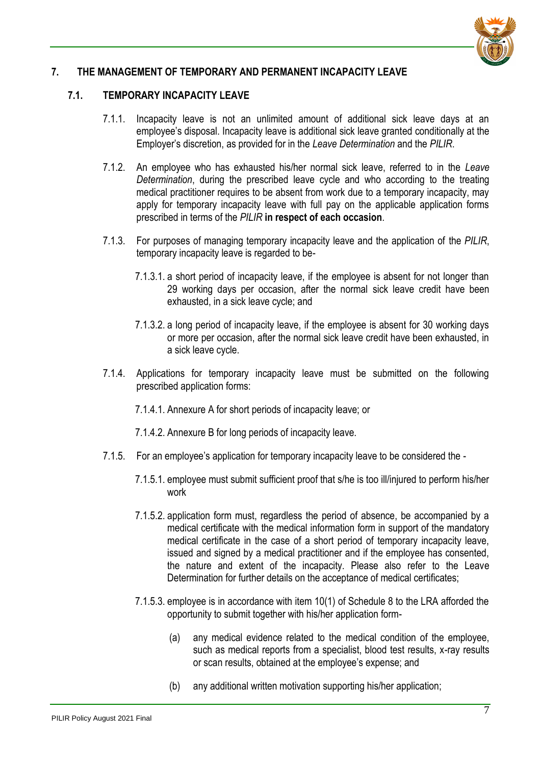## 7. THE MANAGEMENT OF TEMPORARY AND PERMANENT INCAPACITY LEAVE

### 7.1. TEMPORARY INCAPACITY LEAVE

7.1.1. Incapacity leave is not an unlimited amount of additional sick leave days at an employee's disposal. Incapacity leave is additional sick leave granted conditionally at the Employer's discretion, as provided for in the *Leave Determination* and the *PILIR*.

7.1.2. An employee who has exhausted his/her normal sick leave, referred to in the *Leave Determination*, during the prescribed leave cycle and who according to the treating medical practitioner requires to be absent from work due to a temporary incapacity, may apply for temporary incapacity leave with full pay on the applicable application forms prescribed in terms of the *PILIR* **in respect of each occasion**.

7.1.3. For purposes of managing temporary incapacity leave and the application of the *PILIR*, temporary incapacity leave is regarded to be-

7.1.3.1. a short period of incapacity leave, if the employee is absent for not longer than 29 working days per occasion, after the normal sick leave credit have been exhausted, in a sick leave cycle; and

7.1.3.2. a long period of incapacity leave, if the employee is absent for 30 working days or more per occasion, after the normal sick leave credit have been exhausted, in a sick leave cycle.

7.1.4. Applications for temporary incapacity leave must be submitted on the following prescribed application forms:

7.1.4.1. Annexure A for short periods of incapacity leave; or

7.1.4.2. Annexure B for long periods of incapacity leave.

7.1.5. For an employee's application for temporary incapacity leave to be considered the -

7.1.5.1. employee must submit sufficient proof that s/he is too ill/injured to perform his/her work

7.1.5.2. application form must, regardless the period of absence, be accompanied by a medical certificate with the medical information form in support of the mandatory medical certificate in the case of a short period of temporary incapacity leave, issued and signed by a medical practitioner and if the employee has consented, the nature and extent of the incapacity. Please also refer to the Leave Determination for further details on the acceptance of medical certificates;

7.1.5.3. employee is in accordance with item 10(1) of Schedule 8 to the LRA afforded the opportunity to submit together with his/her application form-

(a) any medical evidence related to the medical condition of the employee, such as medical reports from a specialist, blood test results, x-ray results or scan results, obtained at the employee's expense; and

(b) any additional written motivation supporting his/her application;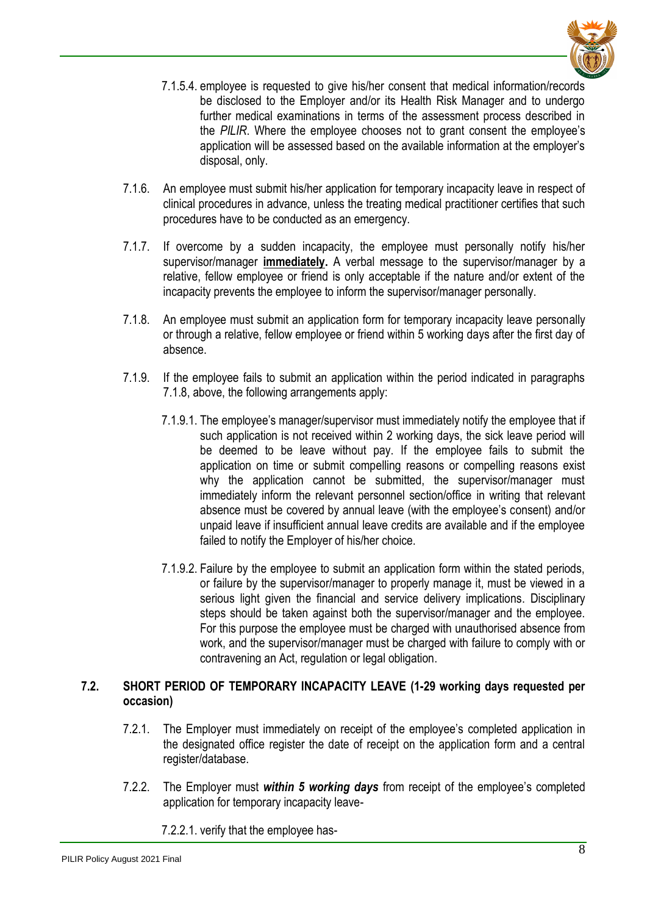7.1.5.4. employee is requested to give his/her consent that medical information/records be disclosed to the Employer and/or its Health Risk Manager and to undergo further medical examinations in terms of the assessment process described in the *PILIR*. Where the employee chooses not to grant consent the employee's application will be assessed based on the available information at the employer's disposal, only.

7.1.6. An employee must submit his/her application for temporary incapacity leave in respect of clinical procedures in advance, unless the treating medical practitioner certifies that such procedures have to be conducted as an emergency.

7.1.7. If overcome by a sudden incapacity, the employee must personally notify his/her supervisor/manager **immediately.** A verbal message to the supervisor/manager by a relative, fellow employee or friend is only acceptable if the nature and/or extent of the incapacity prevents the employee to inform the supervisor/manager personally.

7.1.8. An employee must submit an application form for temporary incapacity leave personally or through a relative, fellow employee or friend within 5 working days after the first day of absence.

7.1.9. If the employee fails to submit an application within the period indicated in paragraphs 7.1.8, above, the following arrangements apply:

7.1.9.1. The employee's manager/supervisor must immediately notify the employee that if such application is not received within 2 working days, the sick leave period will be deemed to be leave without pay. If the employee fails to submit the application on time or submit compelling reasons or compelling reasons exist why the application cannot be submitted, the supervisor/manager must immediately inform the relevant personnel section/office in writing that relevant absence must be covered by annual leave (with the employee's consent) and/or unpaid leave if insufficient annual leave credits are available and if the employee failed to notify the Employer of his/her choice.

7.1.9.2. Failure by the employee to submit an application form within the stated periods, or failure by the supervisor/manager to properly manage it, must be viewed in a serious light given the financial and service delivery implications. Disciplinary steps should be taken against both the supervisor/manager and the employee. For this purpose the employee must be charged with unauthorised absence from work, and the supervisor/manager must be charged with failure to comply with or contravening an Act, regulation or legal obligation.

## 7.2. SHORT PERIOD OF TEMPORARY INCAPACITY LEAVE (1-29 working days requested per occasion)

7.2.1. The Employer must immediately on receipt of the employee's completed application in the designated office register the date of receipt on the application form and a central register/database.

7.2.2. The Employer must ***within 5 working days*** from receipt of the employee's completed application for temporary incapacity leave-

7.2.2.1. verify that the employee has-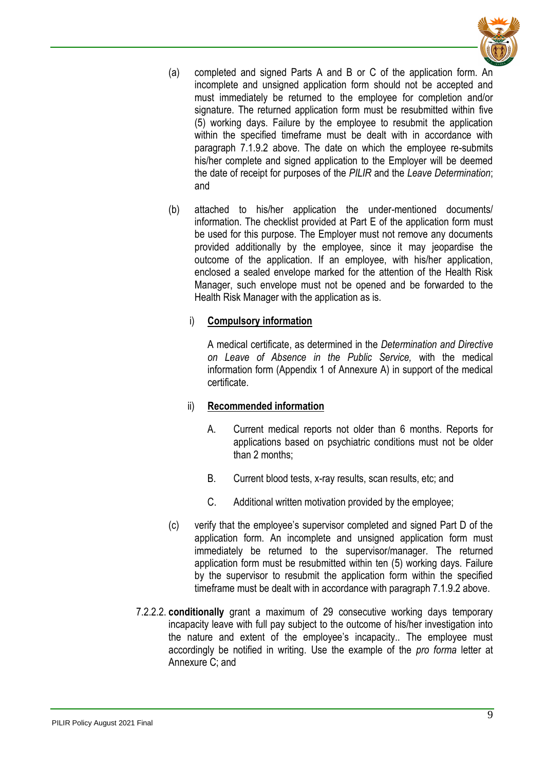(a) completed and signed Parts A and B or C of the application form. An incomplete and unsigned application form should not be accepted and must immediately be returned to the employee for completion and/or signature. The returned application form must be resubmitted within five (5) working days. Failure by the employee to resubmit the application within the specified timeframe must be dealt with in accordance with paragraph 7.1.9.2 above. The date on which the employee re-submits his/her complete and signed application to the Employer will be deemed the date of receipt for purposes of the *PILIR* and the *Leave Determination*; and

(b) attached to his/her application the under-mentioned documents/ information. The checklist provided at Part E of the application form must be used for this purpose. The Employer must not remove any documents provided additionally by the employee, since it may jeopardise the outcome of the application. If an employee, with his/her application, enclosed a sealed envelope marked for the attention of the Health Risk Manager, such envelope must not be opened and be forwarded to the Health Risk Manager with the application as is.

i) **Compulsory information**

A medical certificate, as determined in the *Determination and Directive on Leave of Absence in the Public Service,* with the medical information form (Appendix 1 of Annexure A) in support of the medical certificate.

ii) **Recommended information**

A. Current medical reports not older than 6 months. Reports for applications based on psychiatric conditions must not be older than 2 months;

B. Current blood tests, x-ray results, scan results, etc; and

C. Additional written motivation provided by the employee;

(c) verify that the employee's supervisor completed and signed Part D of the application form. An incomplete and unsigned application form must immediately be returned to the supervisor/manager. The returned application form must be resubmitted within ten (5) working days. Failure by the supervisor to resubmit the application form within the specified timeframe must be dealt with in accordance with paragraph 7.1.9.2 above.

7.2.2.2. **conditionally** grant a maximum of 29 consecutive working days temporary incapacity leave with full pay subject to the outcome of his/her investigation into the nature and extent of the employee's incapacity.. The employee must accordingly be notified in writing. Use the example of the *pro forma* letter at Annexure C; and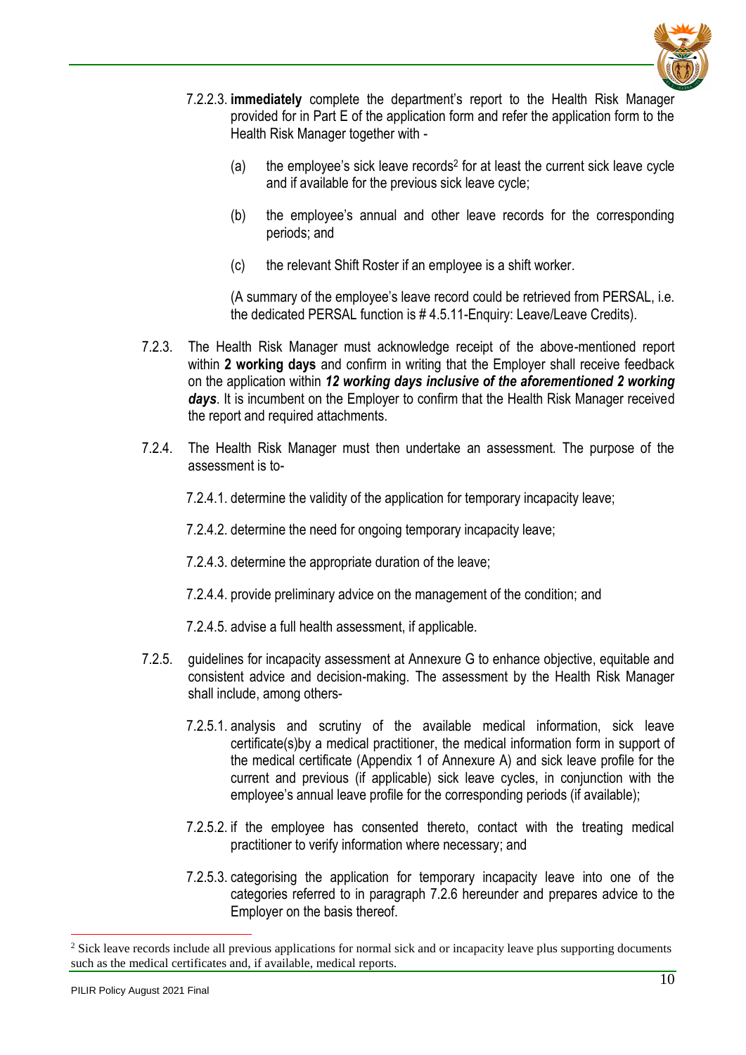7.2.2.3. **immediately** complete the department's report to the Health Risk Manager provided for in Part E of the application form and refer the application form to the Health Risk Manager together with -

(a) the employee's sick leave records[2] for at least the current sick leave cycle and if available for the previous sick leave cycle;

(b) the employee's annual and other leave records for the corresponding periods; and

(c) the relevant Shift Roster if an employee is a shift worker.

(A summary of the employee's leave record could be retrieved from PERSAL, i.e. the dedicated PERSAL function is # 4.5.11-Enquiry: Leave/Leave Credits).

7.2.3. The Health Risk Manager must acknowledge receipt of the above-mentioned report within **2 working days** and confirm in writing that the Employer shall receive feedback on the application within ***12 working days inclusive of the aforementioned 2 working days***. It is incumbent on the Employer to confirm that the Health Risk Manager received the report and required attachments.

7.2.4. The Health Risk Manager must then undertake an assessment. The purpose of the assessment is to-

7.2.4.1. determine the validity of the application for temporary incapacity leave;

7.2.4.2. determine the need for ongoing temporary incapacity leave;

7.2.4.3. determine the appropriate duration of the leave;

7.2.4.4. provide preliminary advice on the management of the condition; and

7.2.4.5. advise a full health assessment, if applicable.

7.2.5. guidelines for incapacity assessment at Annexure G to enhance objective, equitable and consistent advice and decision-making. The assessment by the Health Risk Manager shall include, among others-

7.2.5.1. analysis and scrutiny of the available medical information, sick leave certificate(s)by a medical practitioner, the medical information form in support of the medical certificate (Appendix 1 of Annexure A) and sick leave profile for the current and previous (if applicable) sick leave cycles, in conjunction with the employee's annual leave profile for the corresponding periods (if available);

7.2.5.2. if the employee has consented thereto, contact with the treating medical practitioner to verify information where necessary; and

7.2.5.3. categorising the application for temporary incapacity leave into one of the categories referred to in paragraph 7.2.6 hereunder and prepares advice to the Employer on the basis thereof.

[2] Sick leave records include all previous applications for normal sick and or incapacity leave plus supporting documents such as the medical certificates and, if available, medical reports.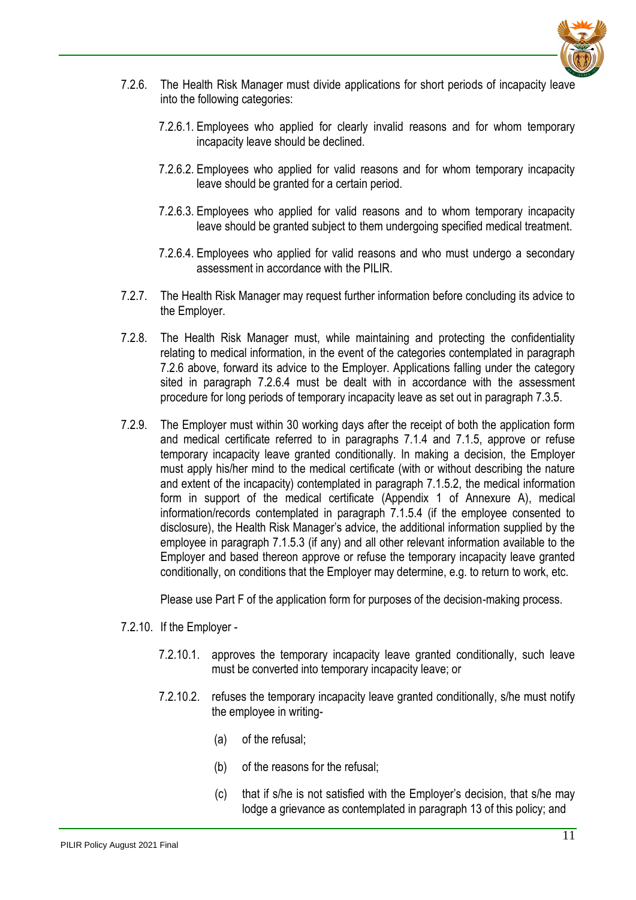7.2.6. The Health Risk Manager must divide applications for short periods of incapacity leave into the following categories:

   7.2.6.1. Employees who applied for clearly invalid reasons and for whom temporary incapacity leave should be declined.

   7.2.6.2. Employees who applied for valid reasons and for whom temporary incapacity leave should be granted for a certain period.

   7.2.6.3. Employees who applied for valid reasons and to whom temporary incapacity leave should be granted subject to them undergoing specified medical treatment.

   7.2.6.4. Employees who applied for valid reasons and who must undergo a secondary assessment in accordance with the PILIR.

7.2.7. The Health Risk Manager may request further information before concluding its advice to the Employer.

7.2.8. The Health Risk Manager must, while maintaining and protecting the confidentiality relating to medical information, in the event of the categories contemplated in paragraph 7.2.6 above, forward its advice to the Employer. Applications falling under the category sited in paragraph 7.2.6.4 must be dealt with in accordance with the assessment procedure for long periods of temporary incapacity leave as set out in paragraph 7.3.5.

7.2.9. The Employer must within 30 working days after the receipt of both the application form and medical certificate referred to in paragraphs 7.1.4 and 7.1.5, approve or refuse temporary incapacity leave granted conditionally. In making a decision, the Employer must apply his/her mind to the medical certificate (with or without describing the nature and extent of the incapacity) contemplated in paragraph 7.1.5.2, the medical information form in support of the medical certificate (Appendix 1 of Annexure A), medical information/records contemplated in paragraph 7.1.5.4 (if the employee consented to disclosure), the Health Risk Manager's advice, the additional information supplied by the employee in paragraph 7.1.5.3 (if any) and all other relevant information available to the Employer and based thereon approve or refuse the temporary incapacity leave granted conditionally, on conditions that the Employer may determine, e.g. to return to work, etc.

   Please use Part F of the application form for purposes of the decision-making process.

7.2.10. If the Employer -

   7.2.10.1. approves the temporary incapacity leave granted conditionally, such leave must be converted into temporary incapacity leave; or

   7.2.10.2. refuses the temporary incapacity leave granted conditionally, s/he must notify the employee in writing-

      (a) of the refusal;

      (b) of the reasons for the refusal;

      (c) that if s/he is not satisfied with the Employer's decision, that s/he may lodge a grievance as contemplated in paragraph 13 of this policy; and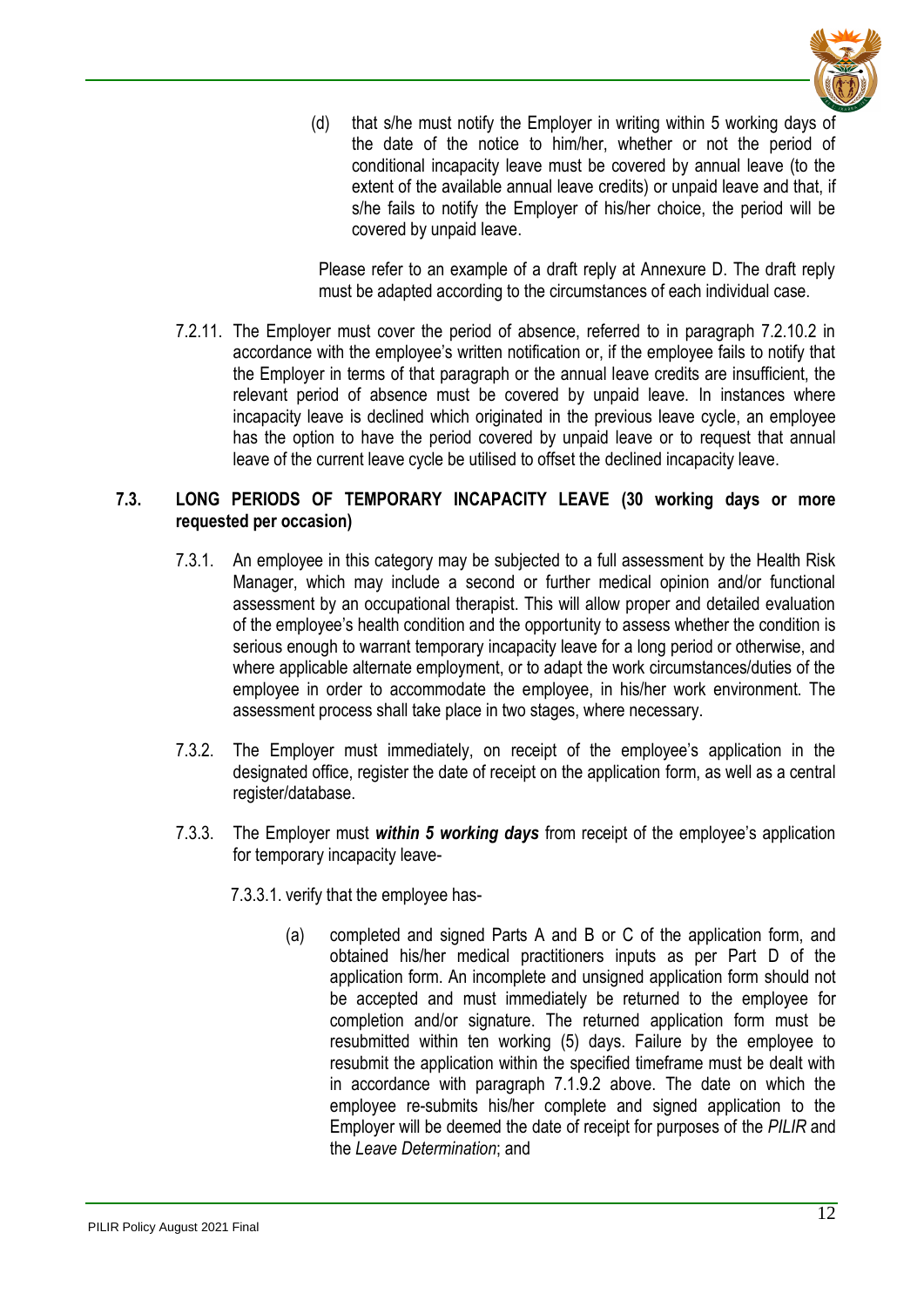(d) that s/he must notify the Employer in writing within 5 working days of the date of the notice to him/her, whether or not the period of conditional incapacity leave must be covered by annual leave (to the extent of the available annual leave credits) or unpaid leave and that, if s/he fails to notify the Employer of his/her choice, the period will be covered by unpaid leave.

Please refer to an example of a draft reply at Annexure D. The draft reply must be adapted according to the circumstances of each individual case.

7.2.11. The Employer must cover the period of absence, referred to in paragraph 7.2.10.2 in accordance with the employee's written notification or, if the employee fails to notify that the Employer in terms of that paragraph or the annual leave credits are insufficient, the relevant period of absence must be covered by unpaid leave. In instances where incapacity leave is declined which originated in the previous leave cycle, an employee has the option to have the period covered by unpaid leave or to request that annual leave of the current leave cycle be utilised to offset the declined incapacity leave.

## 7.3. LONG PERIODS OF TEMPORARY INCAPACITY LEAVE (30 working days or more requested per occasion)

7.3.1. An employee in this category may be subjected to a full assessment by the Health Risk Manager, which may include a second or further medical opinion and/or functional assessment by an occupational therapist. This will allow proper and detailed evaluation of the employee's health condition and the opportunity to assess whether the condition is serious enough to warrant temporary incapacity leave for a long period or otherwise, and where applicable alternate employment, or to adapt the work circumstances/duties of the employee in order to accommodate the employee, in his/her work environment. The assessment process shall take place in two stages, where necessary.

7.3.2. The Employer must immediately, on receipt of the employee's application in the designated office, register the date of receipt on the application form, as well as a central register/database.

7.3.3. The Employer must ***within 5 working days*** from receipt of the employee's application for temporary incapacity leave-

7.3.3.1. verify that the employee has-

(a) completed and signed Parts A and B or C of the application form, and obtained his/her medical practitioners inputs as per Part D of the application form. An incomplete and unsigned application form should not be accepted and must immediately be returned to the employee for completion and/or signature. The returned application form must be resubmitted within ten working (5) days. Failure by the employee to resubmit the application within the specified timeframe must be dealt with in accordance with paragraph 7.1.9.2 above. The date on which the employee re-submits his/her complete and signed application to the Employer will be deemed the date of receipt for purposes of the *PILIR* and the *Leave Determination*; and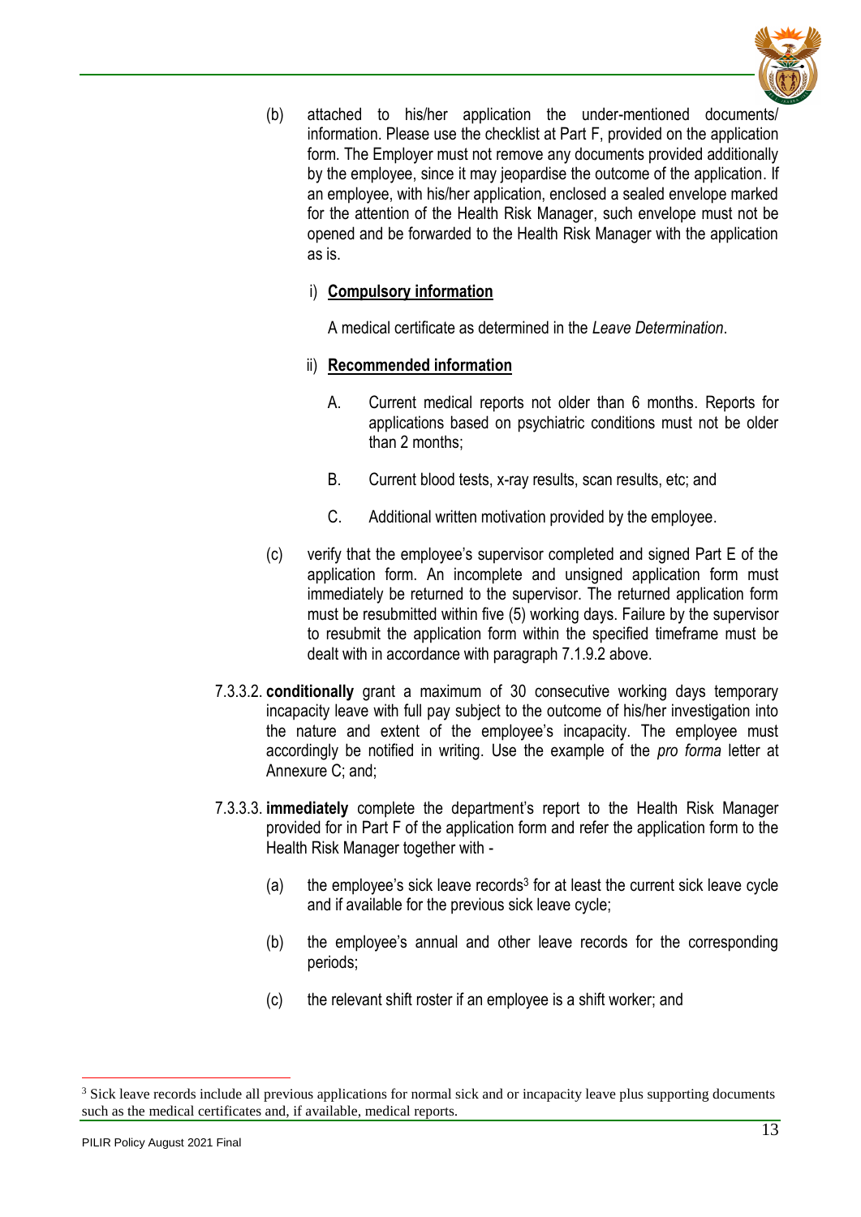(b) attached to his/her application the under-mentioned documents/ information. Please use the checklist at Part F, provided on the application form. The Employer must not remove any documents provided additionally by the employee, since it may jeopardise the outcome of the application. If an employee, with his/her application, enclosed a sealed envelope marked for the attention of the Health Risk Manager, such envelope must not be opened and be forwarded to the Health Risk Manager with the application as is.

i) **<u>Compulsory information</u>**

A medical certificate as determined in the *Leave Determination*.

ii) **<u>Recommended information</u>**

A. Current medical reports not older than 6 months. Reports for applications based on psychiatric conditions must not be older than 2 months;

B. Current blood tests, x-ray results, scan results, etc; and

C. Additional written motivation provided by the employee.

(c) verify that the employee's supervisor completed and signed Part E of the application form. An incomplete and unsigned application form must immediately be returned to the supervisor. The returned application form must be resubmitted within five (5) working days. Failure by the supervisor to resubmit the application form within the specified timeframe must be dealt with in accordance with paragraph 7.1.9.2 above.

7.3.3.2. **conditionally** grant a maximum of 30 consecutive working days temporary incapacity leave with full pay subject to the outcome of his/her investigation into the nature and extent of the employee's incapacity. The employee must accordingly be notified in writing. Use the example of the *pro forma* letter at Annexure C; and;

7.3.3.3. **immediately** complete the department's report to the Health Risk Manager provided for in Part F of the application form and refer the application form to the Health Risk Manager together with -

(a) the employee's sick leave records[3] for at least the current sick leave cycle and if available for the previous sick leave cycle;

(b) the employee's annual and other leave records for the corresponding periods;

(c) the relevant shift roster if an employee is a shift worker; and

---

[3] Sick leave records include all previous applications for normal sick and or incapacity leave plus supporting documents such as the medical certificates and, if available, medical reports.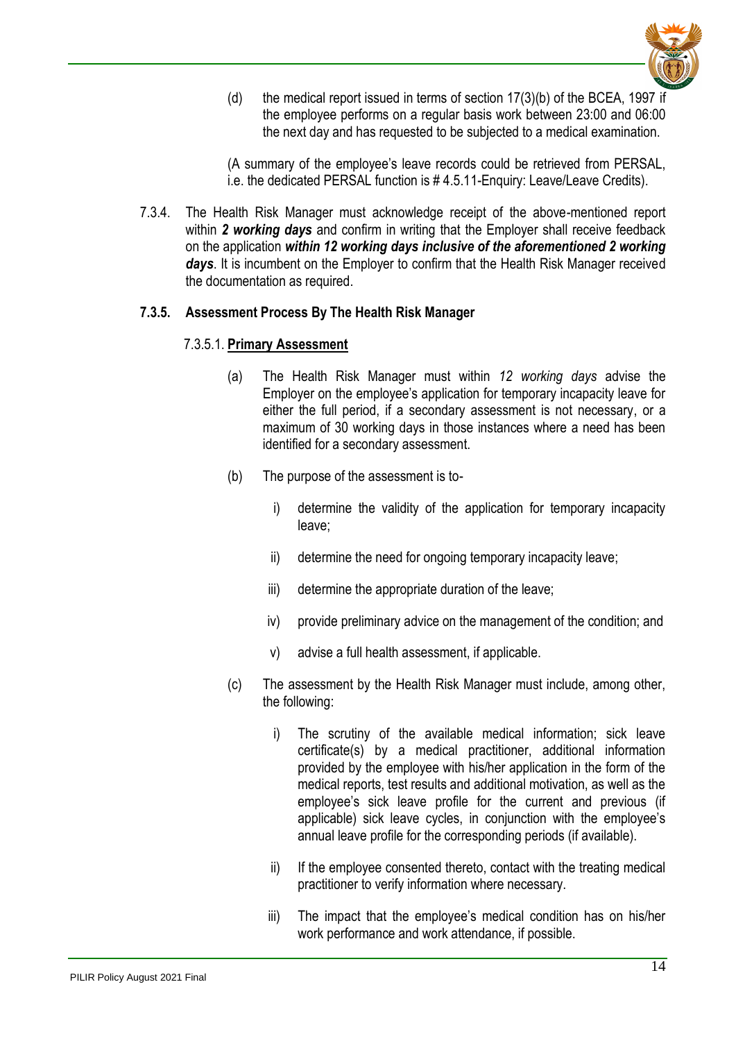(d) the medical report issued in terms of section 17(3)(b) of the BCEA, 1997 if the employee performs on a regular basis work between 23:00 and 06:00 the next day and has requested to be subjected to a medical examination.

(A summary of the employee's leave records could be retrieved from PERSAL, i.e. the dedicated PERSAL function is # 4.5.11-Enquiry: Leave/Leave Credits).

7.3.4. The Health Risk Manager must acknowledge receipt of the above-mentioned report within ***2 working days*** and confirm in writing that the Employer shall receive feedback on the application ***within 12 working days inclusive of the aforementioned 2 working days***. It is incumbent on the Employer to confirm that the Health Risk Manager received the documentation as required.

**7.3.5. Assessment Process By The Health Risk Manager**

7.3.5.1. **Primary Assessment**

(a) The Health Risk Manager must within *12 working days* advise the Employer on the employee's application for temporary incapacity leave for either the full period, if a secondary assessment is not necessary, or a maximum of 30 working days in those instances where a need has been identified for a secondary assessment.

(b) The purpose of the assessment is to-

i) determine the validity of the application for temporary incapacity leave;

ii) determine the need for ongoing temporary incapacity leave;

iii) determine the appropriate duration of the leave;

iv) provide preliminary advice on the management of the condition; and

v) advise a full health assessment, if applicable.

(c) The assessment by the Health Risk Manager must include, among other, the following:

i) The scrutiny of the available medical information; sick leave certificate(s) by a medical practitioner, additional information provided by the employee with his/her application in the form of the medical reports, test results and additional motivation, as well as the employee's sick leave profile for the current and previous (if applicable) sick leave cycles, in conjunction with the employee's annual leave profile for the corresponding periods (if available).

ii) If the employee consented thereto, contact with the treating medical practitioner to verify information where necessary.

iii) The impact that the employee's medical condition has on his/her work performance and work attendance, if possible.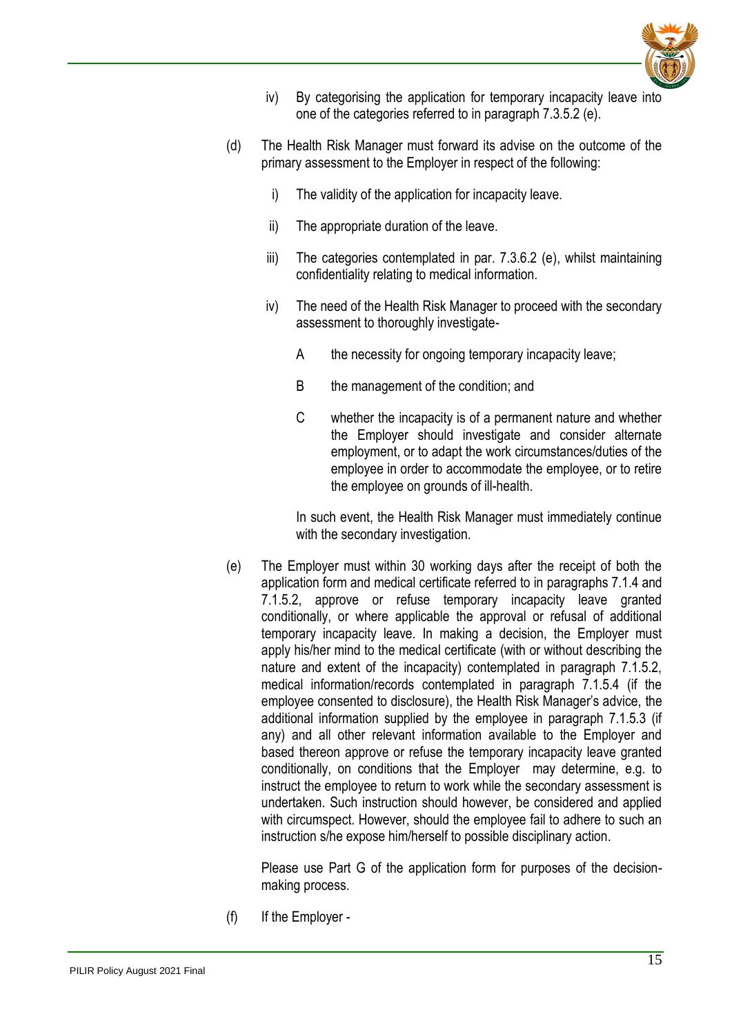iv) By categorising the application for temporary incapacity leave into one of the categories referred to in paragraph 7.3.5.2 (e).

(d) The Health Risk Manager must forward its advise on the outcome of the primary assessment to the Employer in respect of the following:

i) The validity of the application for incapacity leave.

ii) The appropriate duration of the leave.

iii) The categories contemplated in par. 7.3.6.2 (e), whilst maintaining confidentiality relating to medical information.

iv) The need of the Health Risk Manager to proceed with the secondary assessment to thoroughly investigate-

A the necessity for ongoing temporary incapacity leave;

B the management of the condition; and

C whether the incapacity is of a permanent nature and whether the Employer should investigate and consider alternate employment, or to adapt the work circumstances/duties of the employee in order to accommodate the employee, or to retire the employee on grounds of ill-health.

In such event, the Health Risk Manager must immediately continue with the secondary investigation.

(e) The Employer must within 30 working days after the receipt of both the application form and medical certificate referred to in paragraphs 7.1.4 and 7.1.5.2, approve or refuse temporary incapacity leave granted conditionally, or where applicable the approval or refusal of additional temporary incapacity leave. In making a decision, the Employer must apply his/her mind to the medical certificate (with or without describing the nature and extent of the incapacity) contemplated in paragraph 7.1.5.2, medical information/records contemplated in paragraph 7.1.5.4 (if the employee consented to disclosure), the Health Risk Manager's advice, the additional information supplied by the employee in paragraph 7.1.5.3 (if any) and all other relevant information available to the Employer and based thereon approve or refuse the temporary incapacity leave granted conditionally, on conditions that the Employer may determine, e.g. to instruct the employee to return to work while the secondary assessment is undertaken. Such instruction should however, be considered and applied with circumspect. However, should the employee fail to adhere to such an instruction s/he expose him/herself to possible disciplinary action.

Please use Part G of the application form for purposes of the decision-making process.

(f) If the Employer -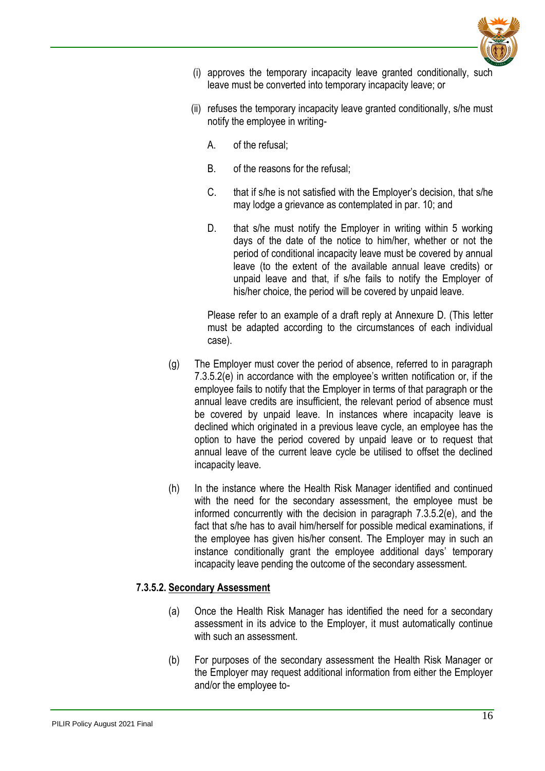(i) approves the temporary incapacity leave granted conditionally, such leave must be converted into temporary incapacity leave; or

(ii) refuses the temporary incapacity leave granted conditionally, s/he must notify the employee in writing-

A. of the refusal;

B. of the reasons for the refusal;

C. that if s/he is not satisfied with the Employer's decision, that s/he may lodge a grievance as contemplated in par. 10; and

D. that s/he must notify the Employer in writing within 5 working days of the date of the notice to him/her, whether or not the period of conditional incapacity leave must be covered by annual leave (to the extent of the available annual leave credits) or unpaid leave and that, if s/he fails to notify the Employer of his/her choice, the period will be covered by unpaid leave.

Please refer to an example of a draft reply at Annexure D. (This letter must be adapted according to the circumstances of each individual case).

(g) The Employer must cover the period of absence, referred to in paragraph 7.3.5.2(e) in accordance with the employee's written notification or, if the employee fails to notify that the Employer in terms of that paragraph or the annual leave credits are insufficient, the relevant period of absence must be covered by unpaid leave. In instances where incapacity leave is declined which originated in a previous leave cycle, an employee has the option to have the period covered by unpaid leave or to request that annual leave of the current leave cycle be utilised to offset the declined incapacity leave.

(h) In the instance where the Health Risk Manager identified and continued with the need for the secondary assessment, the employee must be informed concurrently with the decision in paragraph 7.3.5.2(e), and the fact that s/he has to avail him/herself for possible medical examinations, if the employee has given his/her consent. The Employer may in such an instance conditionally grant the employee additional days' temporary incapacity leave pending the outcome of the secondary assessment.

**7.3.5.2. <u>Secondary Assessment</u>**

(a) Once the Health Risk Manager has identified the need for a secondary assessment in its advice to the Employer, it must automatically continue with such an assessment.

(b) For purposes of the secondary assessment the Health Risk Manager or the Employer may request additional information from either the Employer and/or the employee to-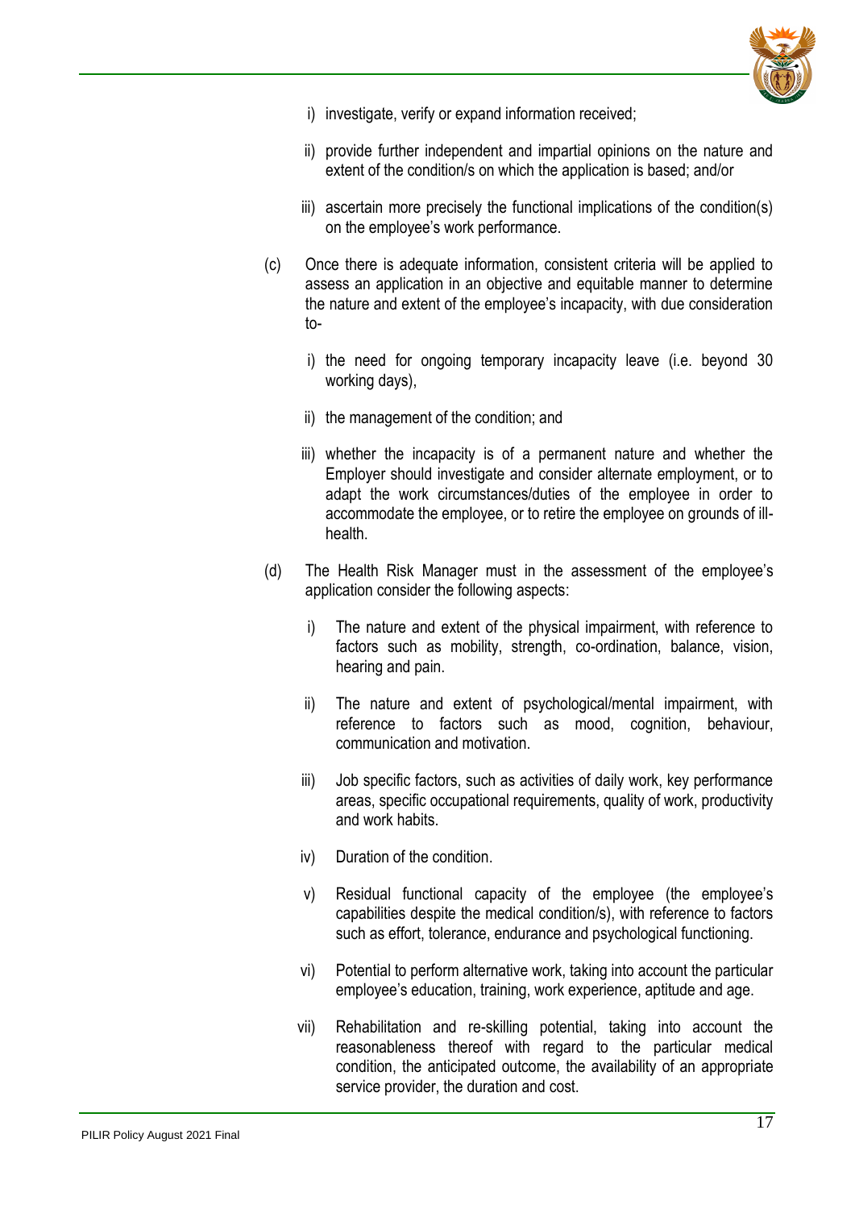i) investigate, verify or expand information received;

ii) provide further independent and impartial opinions on the nature and extent of the condition/s on which the application is based; and/or

iii) ascertain more precisely the functional implications of the condition(s) on the employee's work performance.

(c) Once there is adequate information, consistent criteria will be applied to assess an application in an objective and equitable manner to determine the nature and extent of the employee's incapacity, with due consideration to-

i) the need for ongoing temporary incapacity leave (i.e. beyond 30 working days),

ii) the management of the condition; and

iii) whether the incapacity is of a permanent nature and whether the Employer should investigate and consider alternate employment, or to adapt the work circumstances/duties of the employee in order to accommodate the employee, or to retire the employee on grounds of ill-health.

(d) The Health Risk Manager must in the assessment of the employee's application consider the following aspects:

i) The nature and extent of the physical impairment, with reference to factors such as mobility, strength, co-ordination, balance, vision, hearing and pain.

ii) The nature and extent of psychological/mental impairment, with reference to factors such as mood, cognition, behaviour, communication and motivation.

iii) Job specific factors, such as activities of daily work, key performance areas, specific occupational requirements, quality of work, productivity and work habits.

iv) Duration of the condition.

v) Residual functional capacity of the employee (the employee's capabilities despite the medical condition/s), with reference to factors such as effort, tolerance, endurance and psychological functioning.

vi) Potential to perform alternative work, taking into account the particular employee's education, training, work experience, aptitude and age.

vii) Rehabilitation and re-skilling potential, taking into account the reasonableness thereof with regard to the particular medical condition, the anticipated outcome, the availability of an appropriate service provider, the duration and cost.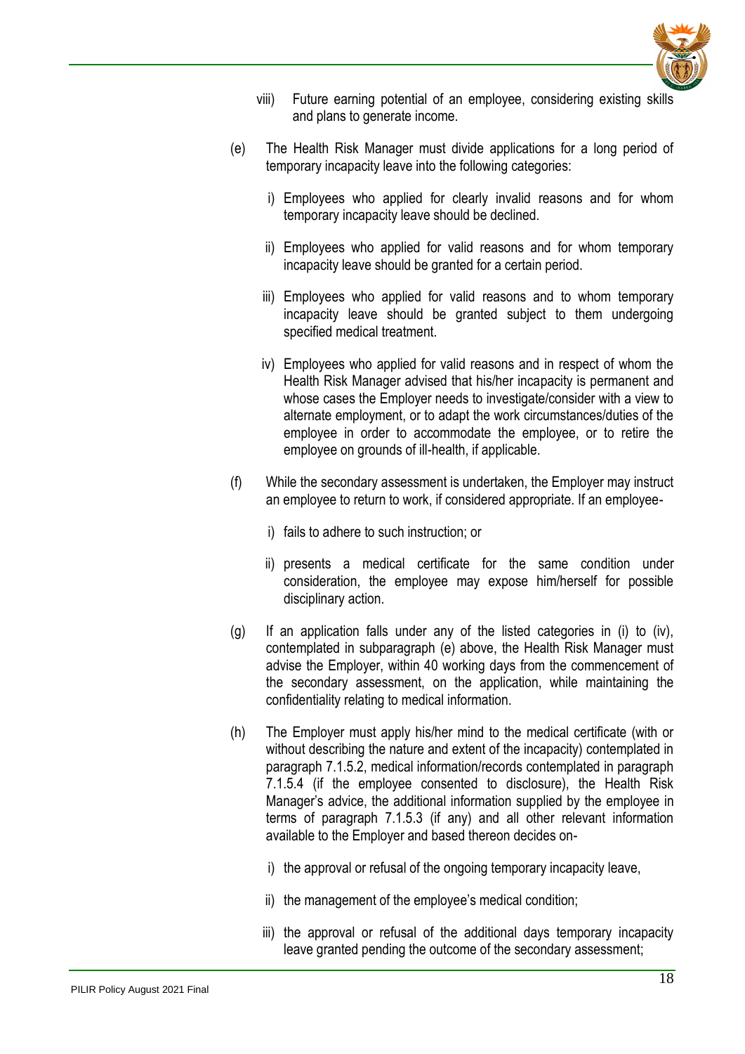viii) Future earning potential of an employee, considering existing skills and plans to generate income.

(e) The Health Risk Manager must divide applications for a long period of temporary incapacity leave into the following categories:

i) Employees who applied for clearly invalid reasons and for whom temporary incapacity leave should be declined.

ii) Employees who applied for valid reasons and for whom temporary incapacity leave should be granted for a certain period.

iii) Employees who applied for valid reasons and to whom temporary incapacity leave should be granted subject to them undergoing specified medical treatment.

iv) Employees who applied for valid reasons and in respect of whom the Health Risk Manager advised that his/her incapacity is permanent and whose cases the Employer needs to investigate/consider with a view to alternate employment, or to adapt the work circumstances/duties of the employee in order to accommodate the employee, or to retire the employee on grounds of ill-health, if applicable.

(f) While the secondary assessment is undertaken, the Employer may instruct an employee to return to work, if considered appropriate. If an employee-

i) fails to adhere to such instruction; or

ii) presents a medical certificate for the same condition under consideration, the employee may expose him/herself for possible disciplinary action.

(g) If an application falls under any of the listed categories in (i) to (iv), contemplated in subparagraph (e) above, the Health Risk Manager must advise the Employer, within 40 working days from the commencement of the secondary assessment, on the application, while maintaining the confidentiality relating to medical information.

(h) The Employer must apply his/her mind to the medical certificate (with or without describing the nature and extent of the incapacity) contemplated in paragraph 7.1.5.2, medical information/records contemplated in paragraph 7.1.5.4 (if the employee consented to disclosure), the Health Risk Manager's advice, the additional information supplied by the employee in terms of paragraph 7.1.5.3 (if any) and all other relevant information available to the Employer and based thereon decides on-

i) the approval or refusal of the ongoing temporary incapacity leave,

ii) the management of the employee's medical condition;

iii) the approval or refusal of the additional days temporary incapacity leave granted pending the outcome of the secondary assessment;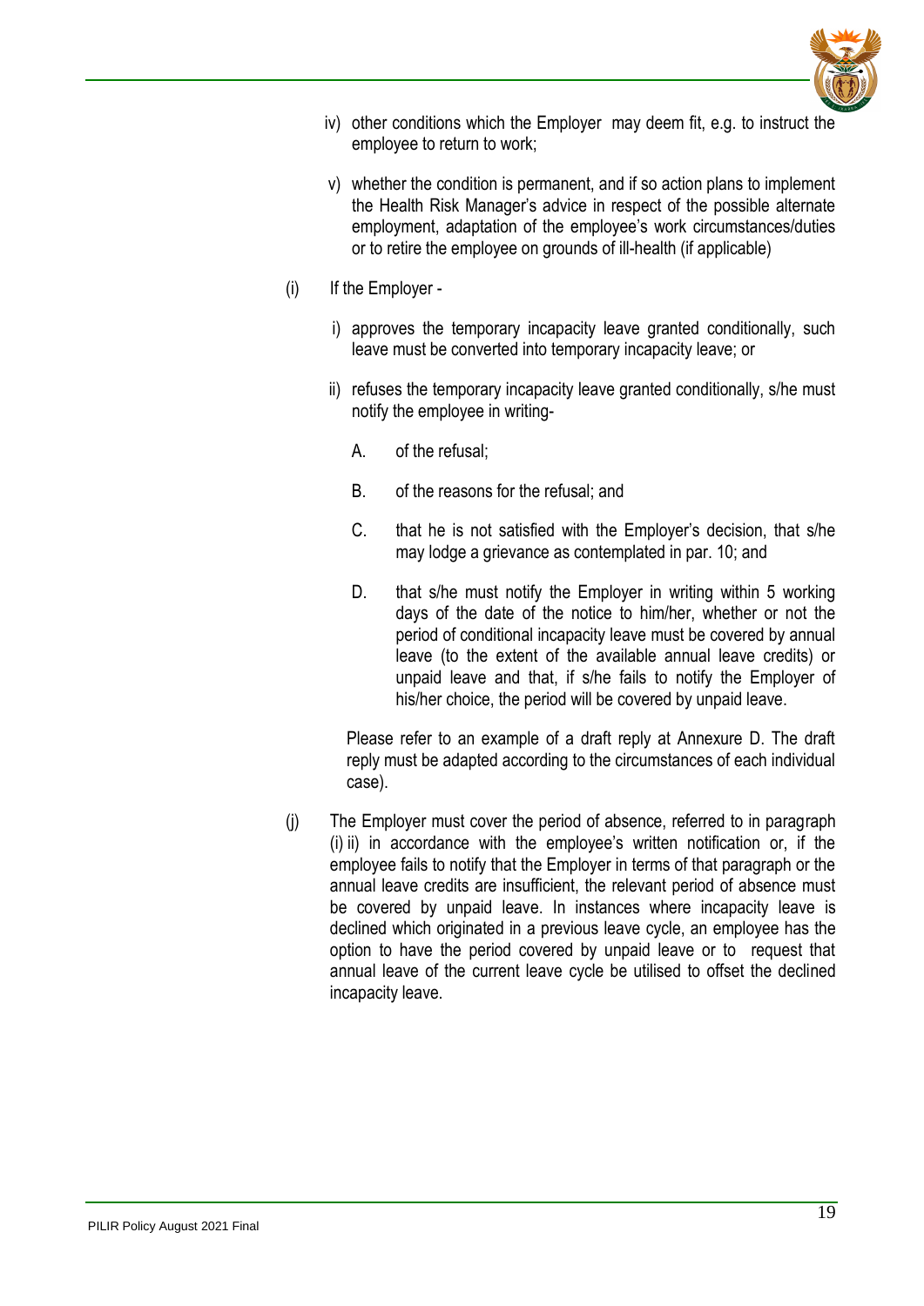iv) other conditions which the Employer may deem fit, e.g. to instruct the employee to return to work;

v) whether the condition is permanent, and if so action plans to implement the Health Risk Manager's advice in respect of the possible alternate employment, adaptation of the employee's work circumstances/duties or to retire the employee on grounds of ill-health (if applicable)

(i) If the Employer -

i) approves the temporary incapacity leave granted conditionally, such leave must be converted into temporary incapacity leave; or

ii) refuses the temporary incapacity leave granted conditionally, s/he must notify the employee in writing-

A. of the refusal;

B. of the reasons for the refusal; and

C. that he is not satisfied with the Employer's decision, that s/he may lodge a grievance as contemplated in par. 10; and

D. that s/he must notify the Employer in writing within 5 working days of the date of the notice to him/her, whether or not the period of conditional incapacity leave must be covered by annual leave (to the extent of the available annual leave credits) or unpaid leave and that, if s/he fails to notify the Employer of his/her choice, the period will be covered by unpaid leave.

Please refer to an example of a draft reply at Annexure D. The draft reply must be adapted according to the circumstances of each individual case).

(j) The Employer must cover the period of absence, referred to in paragraph (i) ii) in accordance with the employee's written notification or, if the employee fails to notify that the Employer in terms of that paragraph or the annual leave credits are insufficient, the relevant period of absence must be covered by unpaid leave. In instances where incapacity leave is declined which originated in a previous leave cycle, an employee has the option to have the period covered by unpaid leave or to request that annual leave of the current leave cycle be utilised to offset the declined incapacity leave.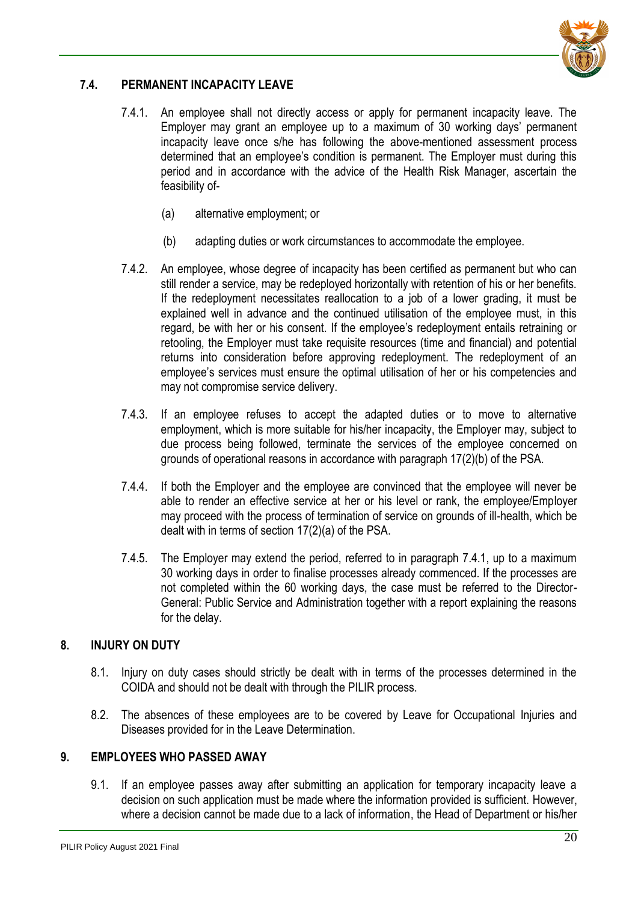### 7.4. PERMANENT INCAPACITY LEAVE

7.4.1. An employee shall not directly access or apply for permanent incapacity leave. The Employer may grant an employee up to a maximum of 30 working days' permanent incapacity leave once s/he has following the above-mentioned assessment process determined that an employee's condition is permanent. The Employer must during this period and in accordance with the advice of the Health Risk Manager, ascertain the feasibility of-

(a) alternative employment; or

(b) adapting duties or work circumstances to accommodate the employee.

7.4.2. An employee, whose degree of incapacity has been certified as permanent but who can still render a service, may be redeployed horizontally with retention of his or her benefits. If the redeployment necessitates reallocation to a job of a lower grading, it must be explained well in advance and the continued utilisation of the employee must, in this regard, be with her or his consent. If the employee's redeployment entails retraining or retooling, the Employer must take requisite resources (time and financial) and potential returns into consideration before approving redeployment. The redeployment of an employee's services must ensure the optimal utilisation of her or his competencies and may not compromise service delivery.

7.4.3. If an employee refuses to accept the adapted duties or to move to alternative employment, which is more suitable for his/her incapacity, the Employer may, subject to due process being followed, terminate the services of the employee concerned on grounds of operational reasons in accordance with paragraph 17(2)(b) of the PSA.

7.4.4. If both the Employer and the employee are convinced that the employee will never be able to render an effective service at her or his level or rank, the employee/Employer may proceed with the process of termination of service on grounds of ill-health, which be dealt with in terms of section 17(2)(a) of the PSA.

7.4.5. The Employer may extend the period, referred to in paragraph 7.4.1, up to a maximum 30 working days in order to finalise processes already commenced. If the processes are not completed within the 60 working days, the case must be referred to the Director-General: Public Service and Administration together with a report explaining the reasons for the delay.

## 8. INJURY ON DUTY

8.1. Injury on duty cases should strictly be dealt with in terms of the processes determined in the COIDA and should not be dealt with through the PILIR process.

8.2. The absences of these employees are to be covered by Leave for Occupational Injuries and Diseases provided for in the Leave Determination.

## 9. EMPLOYEES WHO PASSED AWAY

9.1. If an employee passes away after submitting an application for temporary incapacity leave a decision on such application must be made where the information provided is sufficient. However, where a decision cannot be made due to a lack of information, the Head of Department or his/her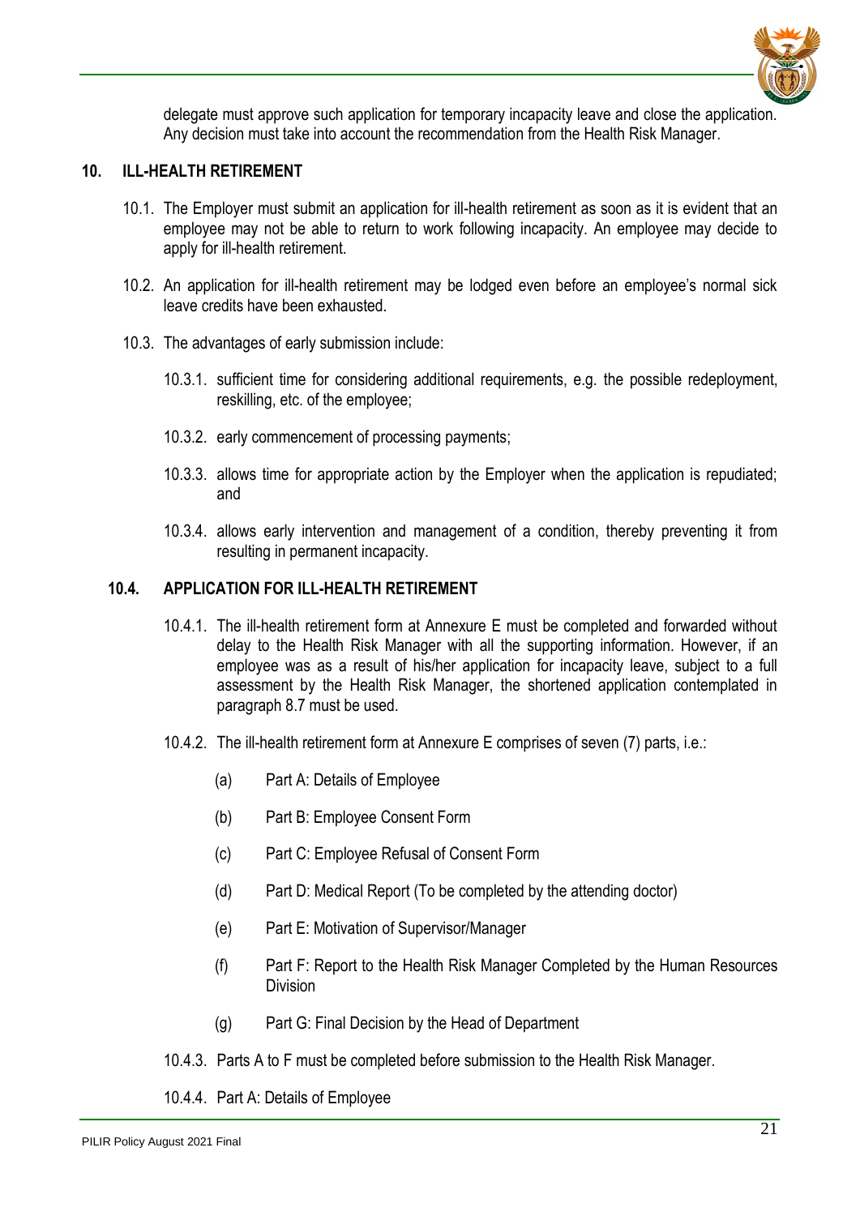delegate must approve such application for temporary incapacity leave and close the application. Any decision must take into account the recommendation from the Health Risk Manager.

## 10. ILL-HEALTH RETIREMENT

10.1. The Employer must submit an application for ill-health retirement as soon as it is evident that an employee may not be able to return to work following incapacity. An employee may decide to apply for ill-health retirement.

10.2. An application for ill-health retirement may be lodged even before an employee's normal sick leave credits have been exhausted.

10.3. The advantages of early submission include:

10.3.1. sufficient time for considering additional requirements, e.g. the possible redeployment, reskilling, etc. of the employee;

10.3.2. early commencement of processing payments;

10.3.3. allows time for appropriate action by the Employer when the application is repudiated; and

10.3.4. allows early intervention and management of a condition, thereby preventing it from resulting in permanent incapacity.

### 10.4. APPLICATION FOR ILL-HEALTH RETIREMENT

10.4.1. The ill-health retirement form at Annexure E must be completed and forwarded without delay to the Health Risk Manager with all the supporting information. However, if an employee was as a result of his/her application for incapacity leave, subject to a full assessment by the Health Risk Manager, the shortened application contemplated in paragraph 8.7 must be used.

10.4.2. The ill-health retirement form at Annexure E comprises of seven (7) parts, i.e.:

(a) Part A: Details of Employee

(b) Part B: Employee Consent Form

(c) Part C: Employee Refusal of Consent Form

(d) Part D: Medical Report (To be completed by the attending doctor)

(e) Part E: Motivation of Supervisor/Manager

(f) Part F: Report to the Health Risk Manager Completed by the Human Resources Division

(g) Part G: Final Decision by the Head of Department

10.4.3. Parts A to F must be completed before submission to the Health Risk Manager.

10.4.4. Part A: Details of Employee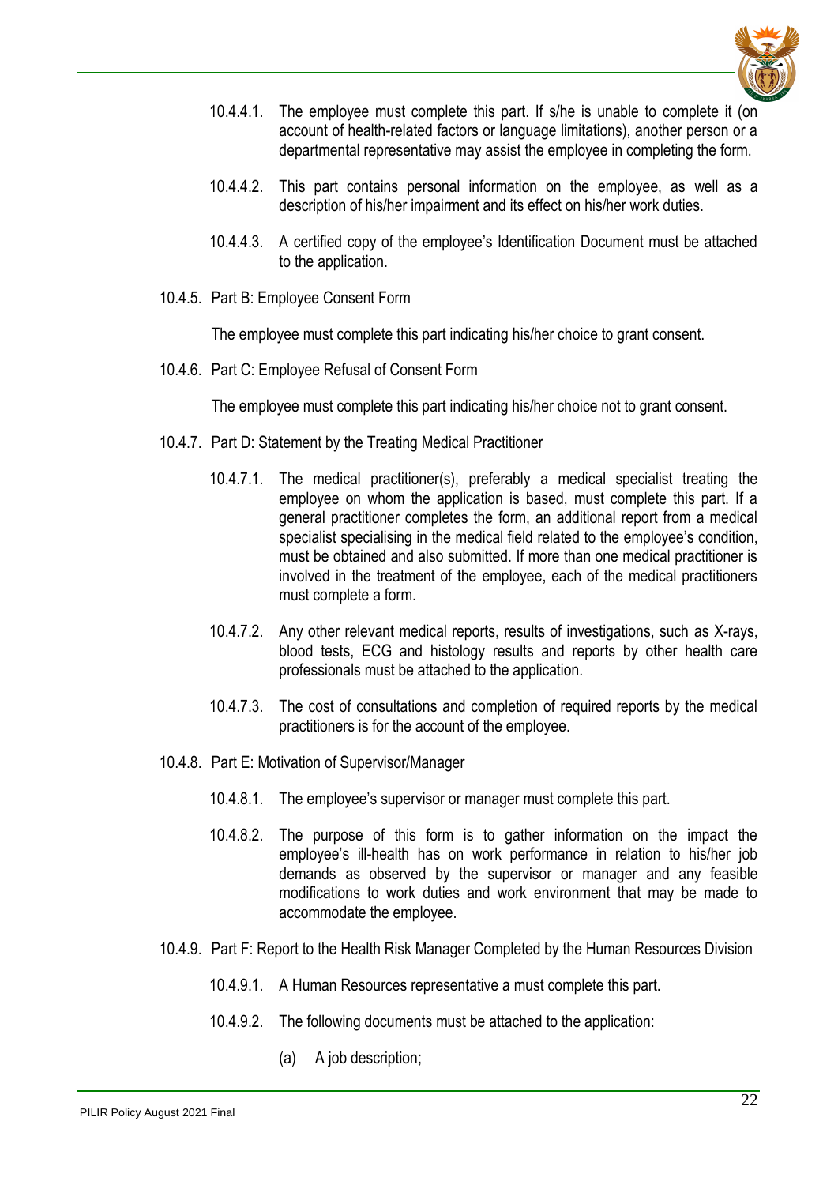10.4.4.1. The employee must complete this part. If s/he is unable to complete it (on account of health-related factors or language limitations), another person or a departmental representative may assist the employee in completing the form.

10.4.4.2. This part contains personal information on the employee, as well as a description of his/her impairment and its effect on his/her work duties.

10.4.4.3. A certified copy of the employee's Identification Document must be attached to the application.

10.4.5. Part B: Employee Consent Form

The employee must complete this part indicating his/her choice to grant consent.

10.4.6. Part C: Employee Refusal of Consent Form

The employee must complete this part indicating his/her choice not to grant consent.

10.4.7. Part D: Statement by the Treating Medical Practitioner

10.4.7.1. The medical practitioner(s), preferably a medical specialist treating the employee on whom the application is based, must complete this part. If a general practitioner completes the form, an additional report from a medical specialist specialising in the medical field related to the employee's condition, must be obtained and also submitted. If more than one medical practitioner is involved in the treatment of the employee, each of the medical practitioners must complete a form.

10.4.7.2. Any other relevant medical reports, results of investigations, such as X-rays, blood tests, ECG and histology results and reports by other health care professionals must be attached to the application.

10.4.7.3. The cost of consultations and completion of required reports by the medical practitioners is for the account of the employee.

10.4.8. Part E: Motivation of Supervisor/Manager

10.4.8.1. The employee's supervisor or manager must complete this part.

10.4.8.2. The purpose of this form is to gather information on the impact the employee's ill-health has on work performance in relation to his/her job demands as observed by the supervisor or manager and any feasible modifications to work duties and work environment that may be made to accommodate the employee.

10.4.9. Part F: Report to the Health Risk Manager Completed by the Human Resources Division

10.4.9.1. A Human Resources representative a must complete this part.

10.4.9.2. The following documents must be attached to the application:

(a) A job description;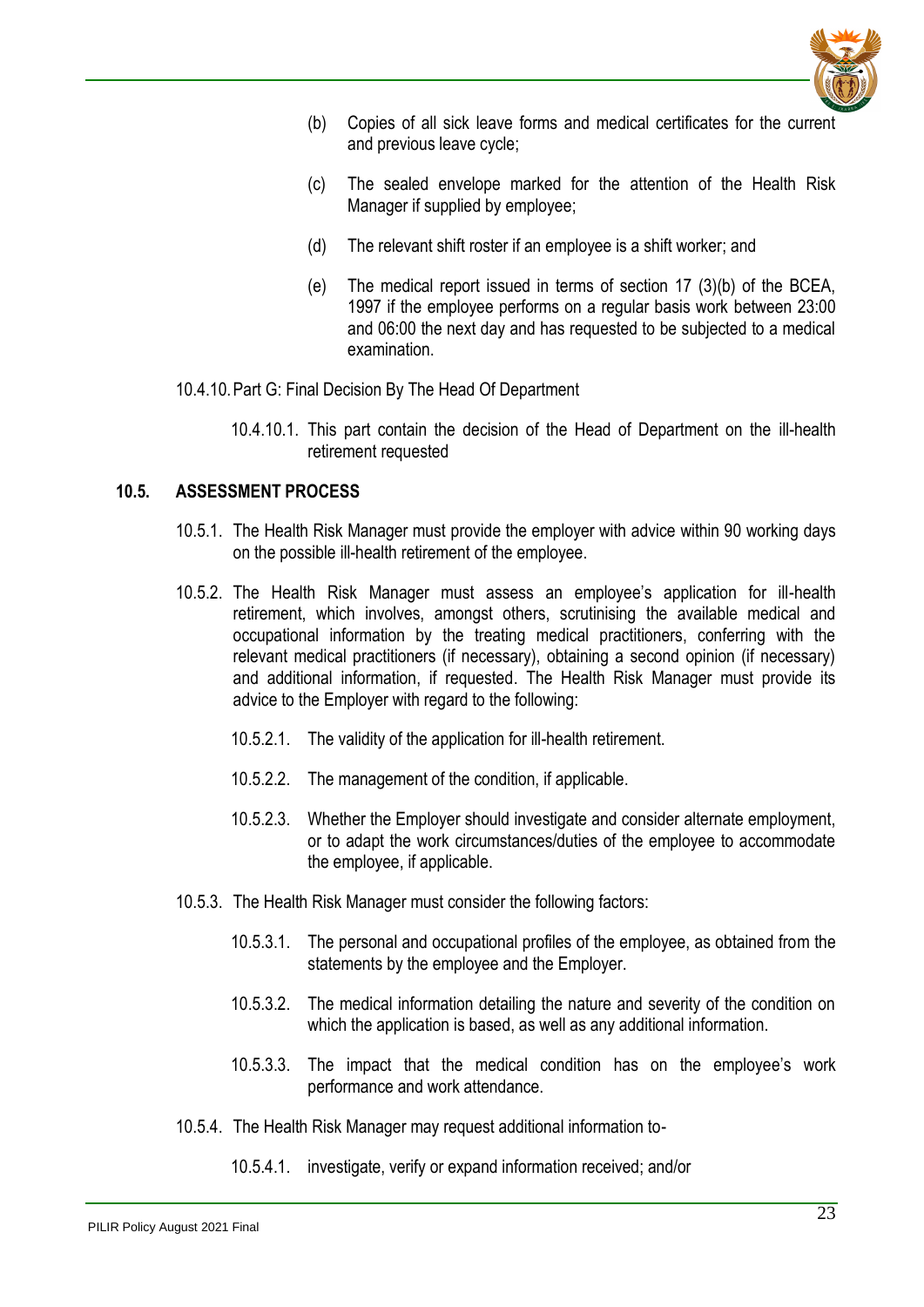(b) Copies of all sick leave forms and medical certificates for the current and previous leave cycle;

(c) The sealed envelope marked for the attention of the Health Risk Manager if supplied by employee;

(d) The relevant shift roster if an employee is a shift worker; and

(e) The medical report issued in terms of section 17 (3)(b) of the BCEA, 1997 if the employee performs on a regular basis work between 23:00 and 06:00 the next day and has requested to be subjected to a medical examination.

10.4.10. Part G: Final Decision By The Head Of Department

10.4.10.1. This part contain the decision of the Head of Department on the ill-health retirement requested

## 10.5. ASSESSMENT PROCESS

10.5.1. The Health Risk Manager must provide the employer with advice within 90 working days on the possible ill-health retirement of the employee.

10.5.2. The Health Risk Manager must assess an employee's application for ill-health retirement, which involves, amongst others, scrutinising the available medical and occupational information by the treating medical practitioners, conferring with the relevant medical practitioners (if necessary), obtaining a second opinion (if necessary) and additional information, if requested. The Health Risk Manager must provide its advice to the Employer with regard to the following:

10.5.2.1. The validity of the application for ill-health retirement.

10.5.2.2. The management of the condition, if applicable.

10.5.2.3. Whether the Employer should investigate and consider alternate employment, or to adapt the work circumstances/duties of the employee to accommodate the employee, if applicable.

10.5.3. The Health Risk Manager must consider the following factors:

10.5.3.1. The personal and occupational profiles of the employee, as obtained from the statements by the employee and the Employer.

10.5.3.2. The medical information detailing the nature and severity of the condition on which the application is based, as well as any additional information.

10.5.3.3. The impact that the medical condition has on the employee's work performance and work attendance.

10.5.4. The Health Risk Manager may request additional information to-

10.5.4.1. investigate, verify or expand information received; and/or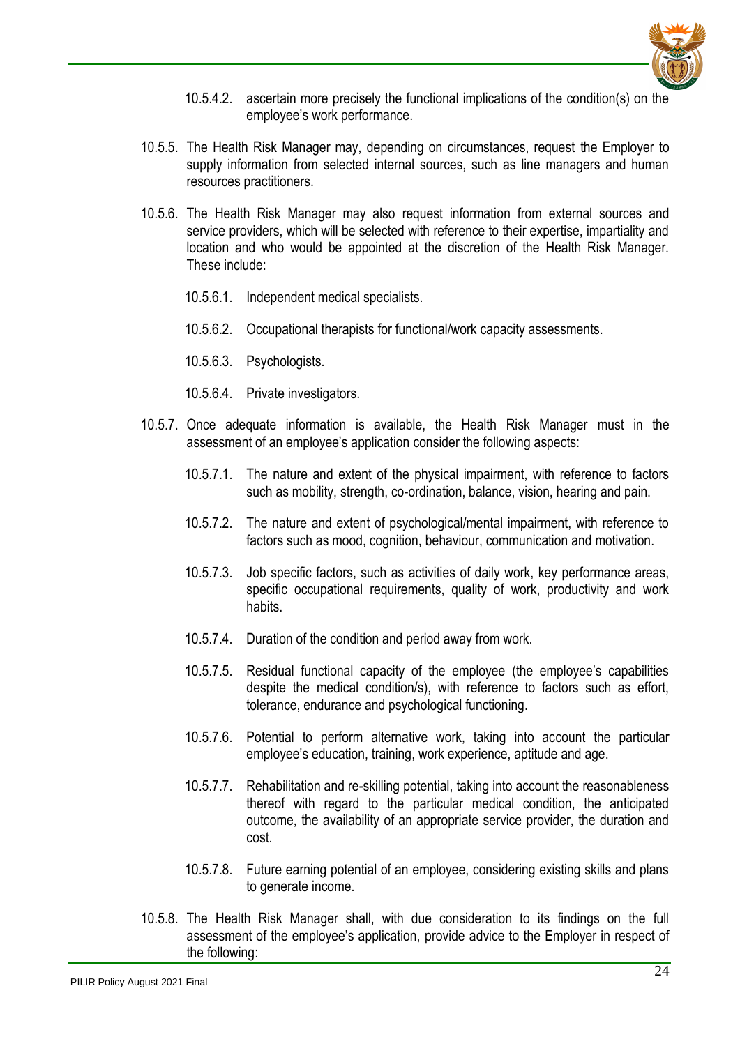10.5.4.2. ascertain more precisely the functional implications of the condition(s) on the employee's work performance.

10.5.5. The Health Risk Manager may, depending on circumstances, request the Employer to supply information from selected internal sources, such as line managers and human resources practitioners.

10.5.6. The Health Risk Manager may also request information from external sources and service providers, which will be selected with reference to their expertise, impartiality and location and who would be appointed at the discretion of the Health Risk Manager. These include:

10.5.6.1. Independent medical specialists.

10.5.6.2. Occupational therapists for functional/work capacity assessments.

10.5.6.3. Psychologists.

10.5.6.4. Private investigators.

10.5.7. Once adequate information is available, the Health Risk Manager must in the assessment of an employee's application consider the following aspects:

10.5.7.1. The nature and extent of the physical impairment, with reference to factors such as mobility, strength, co-ordination, balance, vision, hearing and pain.

10.5.7.2. The nature and extent of psychological/mental impairment, with reference to factors such as mood, cognition, behaviour, communication and motivation.

10.5.7.3. Job specific factors, such as activities of daily work, key performance areas, specific occupational requirements, quality of work, productivity and work habits.

10.5.7.4. Duration of the condition and period away from work.

10.5.7.5. Residual functional capacity of the employee (the employee's capabilities despite the medical condition/s), with reference to factors such as effort, tolerance, endurance and psychological functioning.

10.5.7.6. Potential to perform alternative work, taking into account the particular employee's education, training, work experience, aptitude and age.

10.5.7.7. Rehabilitation and re-skilling potential, taking into account the reasonableness thereof with regard to the particular medical condition, the anticipated outcome, the availability of an appropriate service provider, the duration and cost.

10.5.7.8. Future earning potential of an employee, considering existing skills and plans to generate income.

10.5.8. The Health Risk Manager shall, with due consideration to its findings on the full assessment of the employee's application, provide advice to the Employer in respect of the following: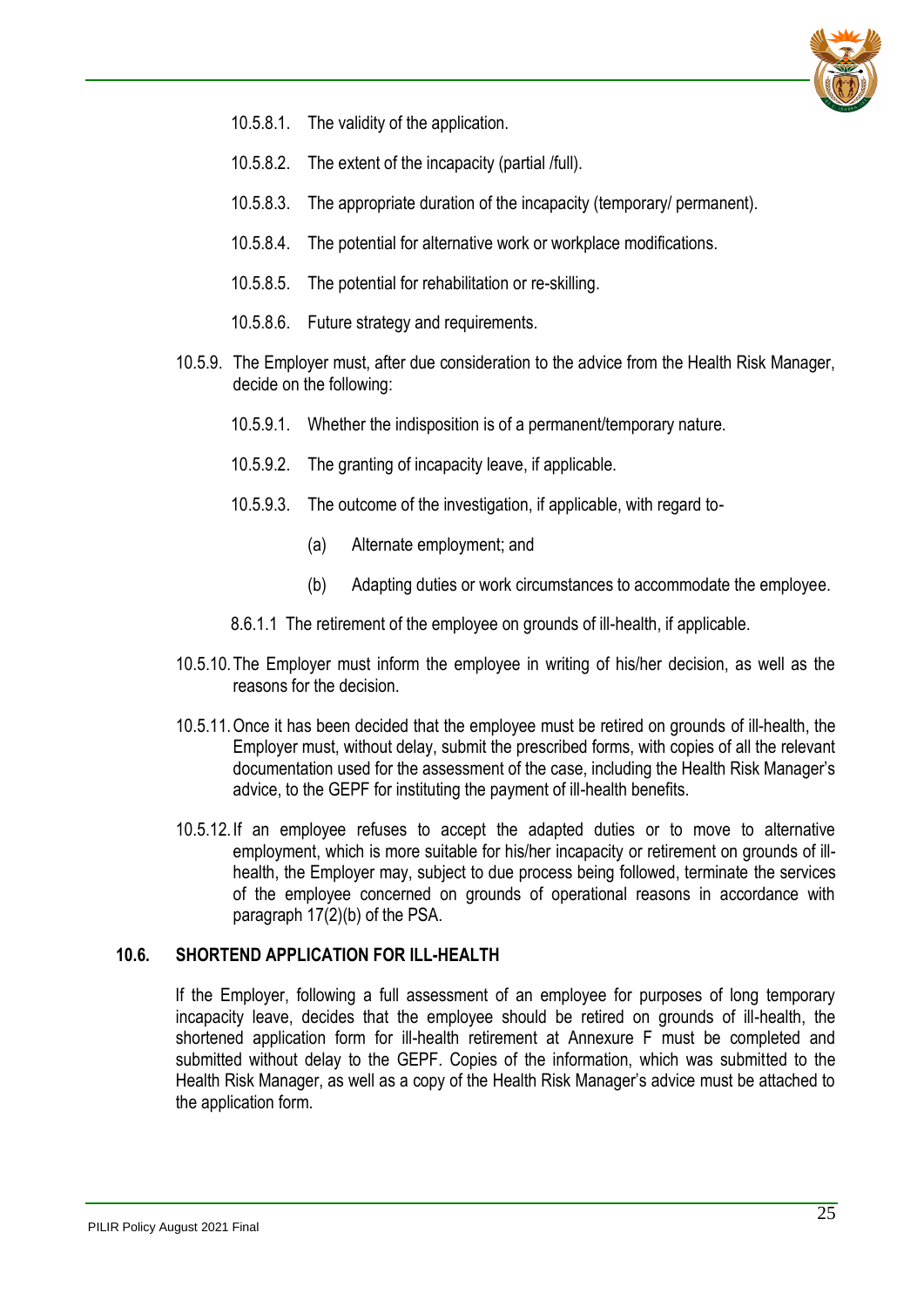- 10.5.8.1. The validity of the application.
- 10.5.8.2. The extent of the incapacity (partial /full).
- 10.5.8.3. The appropriate duration of the incapacity (temporary/ permanent).
- 10.5.8.4. The potential for alternative work or workplace modifications.
- 10.5.8.5. The potential for rehabilitation or re-skilling.
- 10.5.8.6. Future strategy and requirements.

10.5.9. The Employer must, after due consideration to the advice from the Health Risk Manager, decide on the following:

- 10.5.9.1. Whether the indisposition is of a permanent/temporary nature.
- 10.5.9.2. The granting of incapacity leave, if applicable.
- 10.5.9.3. The outcome of the investigation, if applicable, with regard to-
  - (a) Alternate employment; and
  - (b) Adapting duties or work circumstances to accommodate the employee.
- 8.6.1.1 The retirement of the employee on grounds of ill-health, if applicable.

10.5.10. The Employer must inform the employee in writing of his/her decision, as well as the reasons for the decision.

10.5.11. Once it has been decided that the employee must be retired on grounds of ill-health, the Employer must, without delay, submit the prescribed forms, with copies of all the relevant documentation used for the assessment of the case, including the Health Risk Manager's advice, to the GEPF for instituting the payment of ill-health benefits.

10.5.12. If an employee refuses to accept the adapted duties or to move to alternative employment, which is more suitable for his/her incapacity or retirement on grounds of ill-health, the Employer may, subject to due process being followed, terminate the services of the employee concerned on grounds of operational reasons in accordance with paragraph 17(2)(b) of the PSA.

### 10.6. SHORTEND APPLICATION FOR ILL-HEALTH

If the Employer, following a full assessment of an employee for purposes of long temporary incapacity leave, decides that the employee should be retired on grounds of ill-health, the shortened application form for ill-health retirement at Annexure F must be completed and submitted without delay to the GEPF. Copies of the information, which was submitted to the Health Risk Manager, as well as a copy of the Health Risk Manager's advice must be attached to the application form.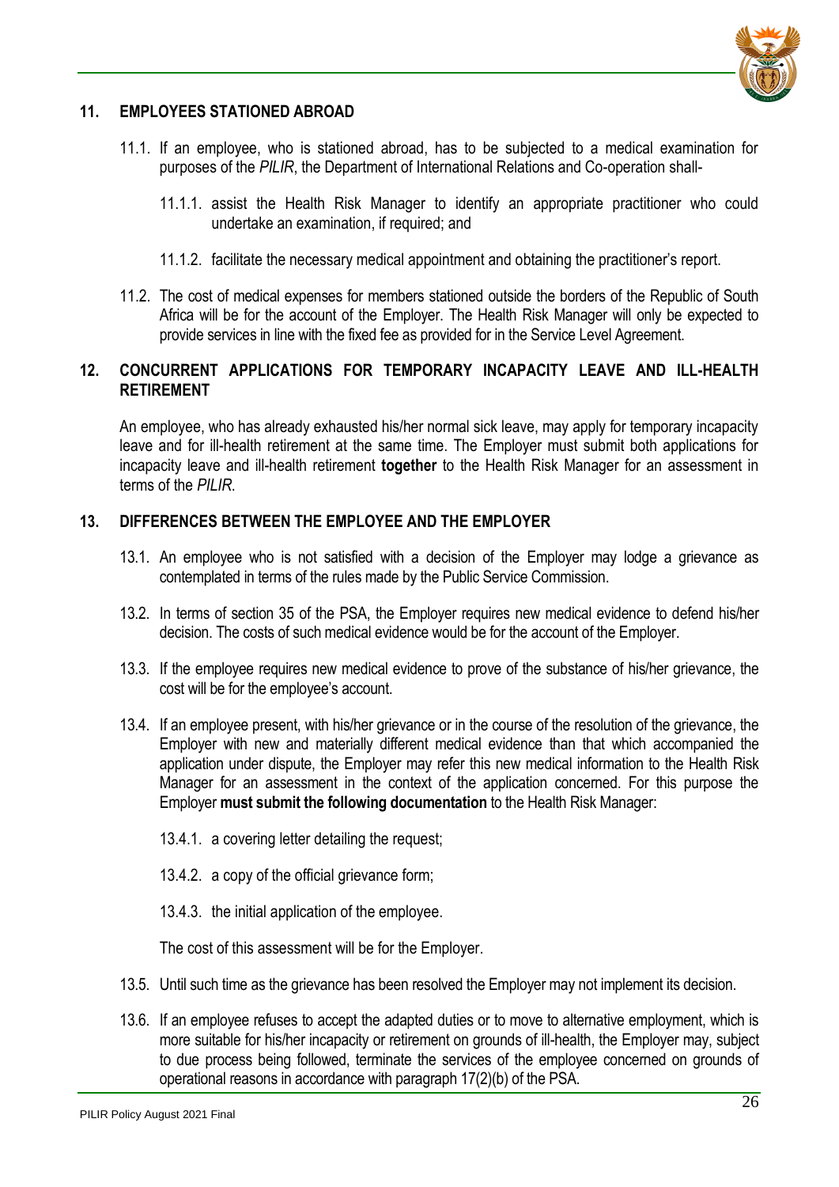## 11. EMPLOYEES STATIONED ABROAD

11.1. If an employee, who is stationed abroad, has to be subjected to a medical examination for purposes of the *PILIR*, the Department of International Relations and Co-operation shall-

11.1.1. assist the Health Risk Manager to identify an appropriate practitioner who could undertake an examination, if required; and

11.1.2. facilitate the necessary medical appointment and obtaining the practitioner's report.

11.2. The cost of medical expenses for members stationed outside the borders of the Republic of South Africa will be for the account of the Employer. The Health Risk Manager will only be expected to provide services in line with the fixed fee as provided for in the Service Level Agreement.

## 12. CONCURRENT APPLICATIONS FOR TEMPORARY INCAPACITY LEAVE AND ILL-HEALTH RETIREMENT

An employee, who has already exhausted his/her normal sick leave, may apply for temporary incapacity leave and for ill-health retirement at the same time. The Employer must submit both applications for incapacity leave and ill-health retirement **together** to the Health Risk Manager for an assessment in terms of the *PILIR*.

## 13. DIFFERENCES BETWEEN THE EMPLOYEE AND THE EMPLOYER

13.1. An employee who is not satisfied with a decision of the Employer may lodge a grievance as contemplated in terms of the rules made by the Public Service Commission.

13.2. In terms of section 35 of the PSA, the Employer requires new medical evidence to defend his/her decision. The costs of such medical evidence would be for the account of the Employer.

13.3. If the employee requires new medical evidence to prove of the substance of his/her grievance, the cost will be for the employee's account.

13.4. If an employee present, with his/her grievance or in the course of the resolution of the grievance, the Employer with new and materially different medical evidence than that which accompanied the application under dispute, the Employer may refer this new medical information to the Health Risk Manager for an assessment in the context of the application concerned. For this purpose the Employer **must submit the following documentation** to the Health Risk Manager:

13.4.1. a covering letter detailing the request;

13.4.2. a copy of the official grievance form;

13.4.3. the initial application of the employee.

The cost of this assessment will be for the Employer.

13.5. Until such time as the grievance has been resolved the Employer may not implement its decision.

13.6. If an employee refuses to accept the adapted duties or to move to alternative employment, which is more suitable for his/her incapacity or retirement on grounds of ill-health, the Employer may, subject to due process being followed, terminate the services of the employee concerned on grounds of operational reasons in accordance with paragraph 17(2)(b) of the PSA.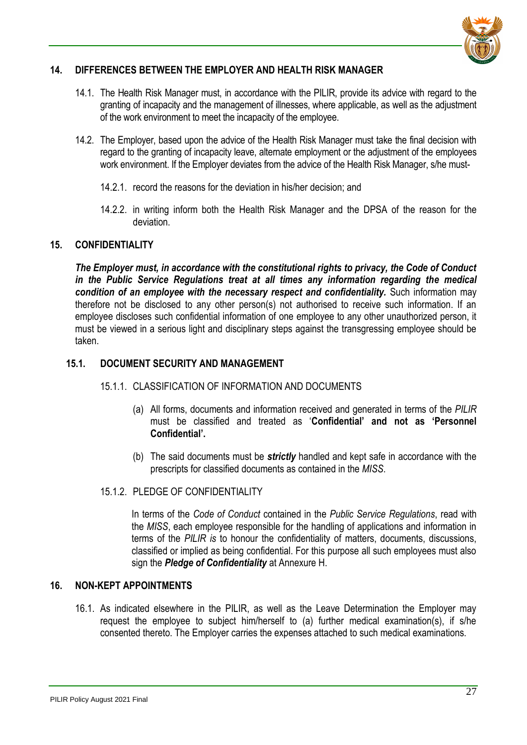## 14. DIFFERENCES BETWEEN THE EMPLOYER AND HEALTH RISK MANAGER

14.1. The Health Risk Manager must, in accordance with the PILIR, provide its advice with regard to the granting of incapacity and the management of illnesses, where applicable, as well as the adjustment of the work environment to meet the incapacity of the employee.

14.2. The Employer, based upon the advice of the Health Risk Manager must take the final decision with regard to the granting of incapacity leave, alternate employment or the adjustment of the employees work environment. If the Employer deviates from the advice of the Health Risk Manager, s/he must-

14.2.1. record the reasons for the deviation in his/her decision; and

14.2.2. in writing inform both the Health Risk Manager and the DPSA of the reason for the deviation.

## 15. CONFIDENTIALITY

***The Employer must, in accordance with the constitutional rights to privacy, the Code of Conduct in the Public Service Regulations treat at all times any information regarding the medical condition of an employee with the necessary respect and confidentiality.*** Such information may therefore not be disclosed to any other person(s) not authorised to receive such information. If an employee discloses such confidential information of one employee to any other unauthorized person, it must be viewed in a serious light and disciplinary steps against the transgressing employee should be taken.

### 15.1. DOCUMENT SECURITY AND MANAGEMENT

15.1.1. CLASSIFICATION OF INFORMATION AND DOCUMENTS

(a) All forms, documents and information received and generated in terms of the *PILIR* must be classified and treated as '**Confidential' and not as 'Personnel Confidential'.**

(b) The said documents must be ***strictly*** handled and kept safe in accordance with the prescripts for classified documents as contained in the *MISS.*

15.1.2. PLEDGE OF CONFIDENTIALITY

In terms of the *Code of Conduct* contained in the *Public Service Regulations*, read with the *MISS*, each employee responsible for the handling of applications and information in terms of the *PILIR is* to honour the confidentiality of matters, documents, discussions, classified or implied as being confidential. For this purpose all such employees must also sign the ***Pledge of Confidentiality*** at Annexure H.

## 16. NON-KEPT APPOINTMENTS

16.1. As indicated elsewhere in the PILIR, as well as the Leave Determination the Employer may request the employee to subject him/herself to (a) further medical examination(s), if s/he consented thereto. The Employer carries the expenses attached to such medical examinations.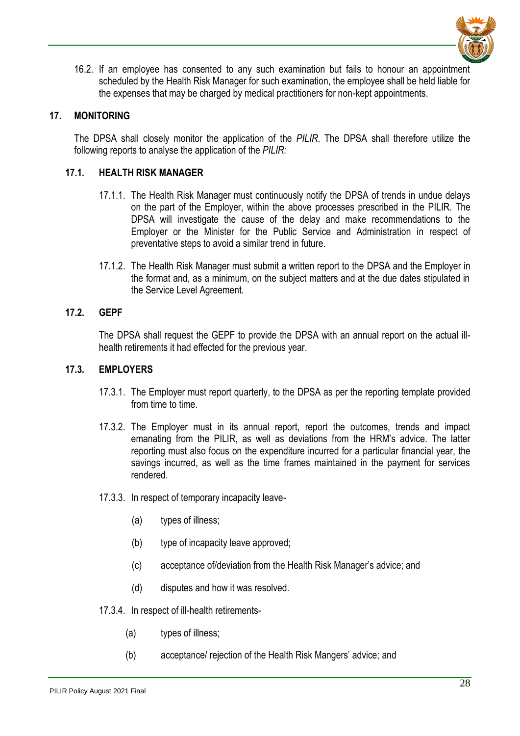16.2. If an employee has consented to any such examination but fails to honour an appointment scheduled by the Health Risk Manager for such examination, the employee shall be held liable for the expenses that may be charged by medical practitioners for non-kept appointments.

## 17. MONITORING

The DPSA shall closely monitor the application of the *PILIR*. The DPSA shall therefore utilize the following reports to analyse the application of the *PILIR:*

### 17.1. HEALTH RISK MANAGER

17.1.1. The Health Risk Manager must continuously notify the DPSA of trends in undue delays on the part of the Employer, within the above processes prescribed in the PILIR. The DPSA will investigate the cause of the delay and make recommendations to the Employer or the Minister for the Public Service and Administration in respect of preventative steps to avoid a similar trend in future.

17.1.2. The Health Risk Manager must submit a written report to the DPSA and the Employer in the format and, as a minimum, on the subject matters and at the due dates stipulated in the Service Level Agreement.

### 17.2. GEPF

The DPSA shall request the GEPF to provide the DPSA with an annual report on the actual ill-health retirements it had effected for the previous year.

### 17.3. EMPLOYERS

17.3.1. The Employer must report quarterly, to the DPSA as per the reporting template provided from time to time.

17.3.2. The Employer must in its annual report, report the outcomes, trends and impact emanating from the PILIR, as well as deviations from the HRM's advice. The latter reporting must also focus on the expenditure incurred for a particular financial year, the savings incurred, as well as the time frames maintained in the payment for services rendered.

17.3.3. In respect of temporary incapacity leave-

(a) types of illness;

(b) type of incapacity leave approved;

(c) acceptance of/deviation from the Health Risk Manager's advice; and

(d) disputes and how it was resolved.

17.3.4. In respect of ill-health retirements-

(a) types of illness;

(b) acceptance/ rejection of the Health Risk Mangers' advice; and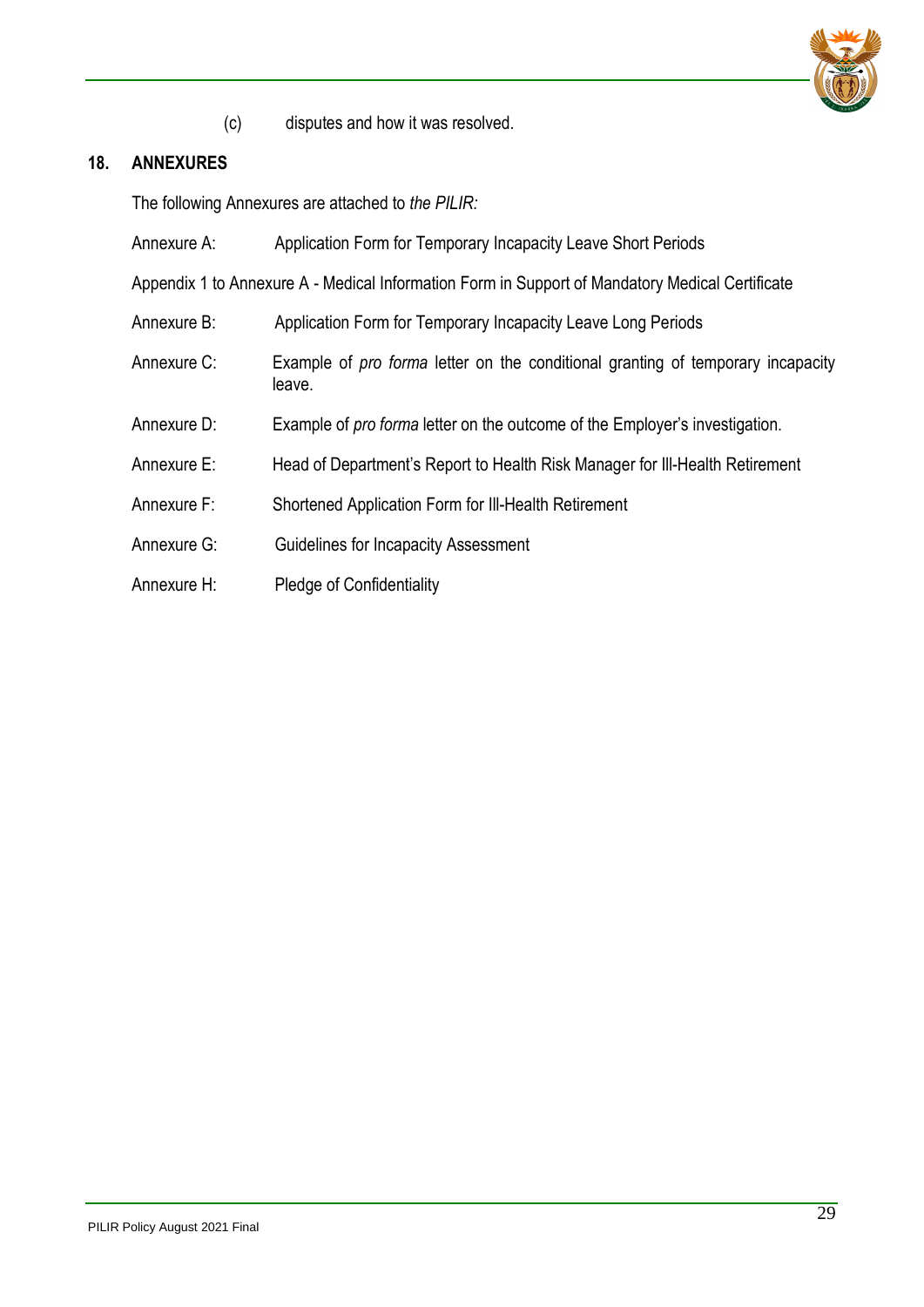(c) disputes and how it was resolved.

## 18. ANNEXURES

The following Annexures are attached to *the PILIR:*

Annexure A: Application Form for Temporary Incapacity Leave Short Periods

Appendix 1 to Annexure A - Medical Information Form in Support of Mandatory Medical Certificate

Annexure B: Application Form for Temporary Incapacity Leave Long Periods

Annexure C: Example of *pro forma* letter on the conditional granting of temporary incapacity leave.

Annexure D: Example of *pro forma* letter on the outcome of the Employer's investigation.

Annexure E: Head of Department's Report to Health Risk Manager for Ill-Health Retirement

Annexure F: Shortened Application Form for Ill-Health Retirement

Annexure G: Guidelines for Incapacity Assessment

Annexure H: Pledge of Confidentiality